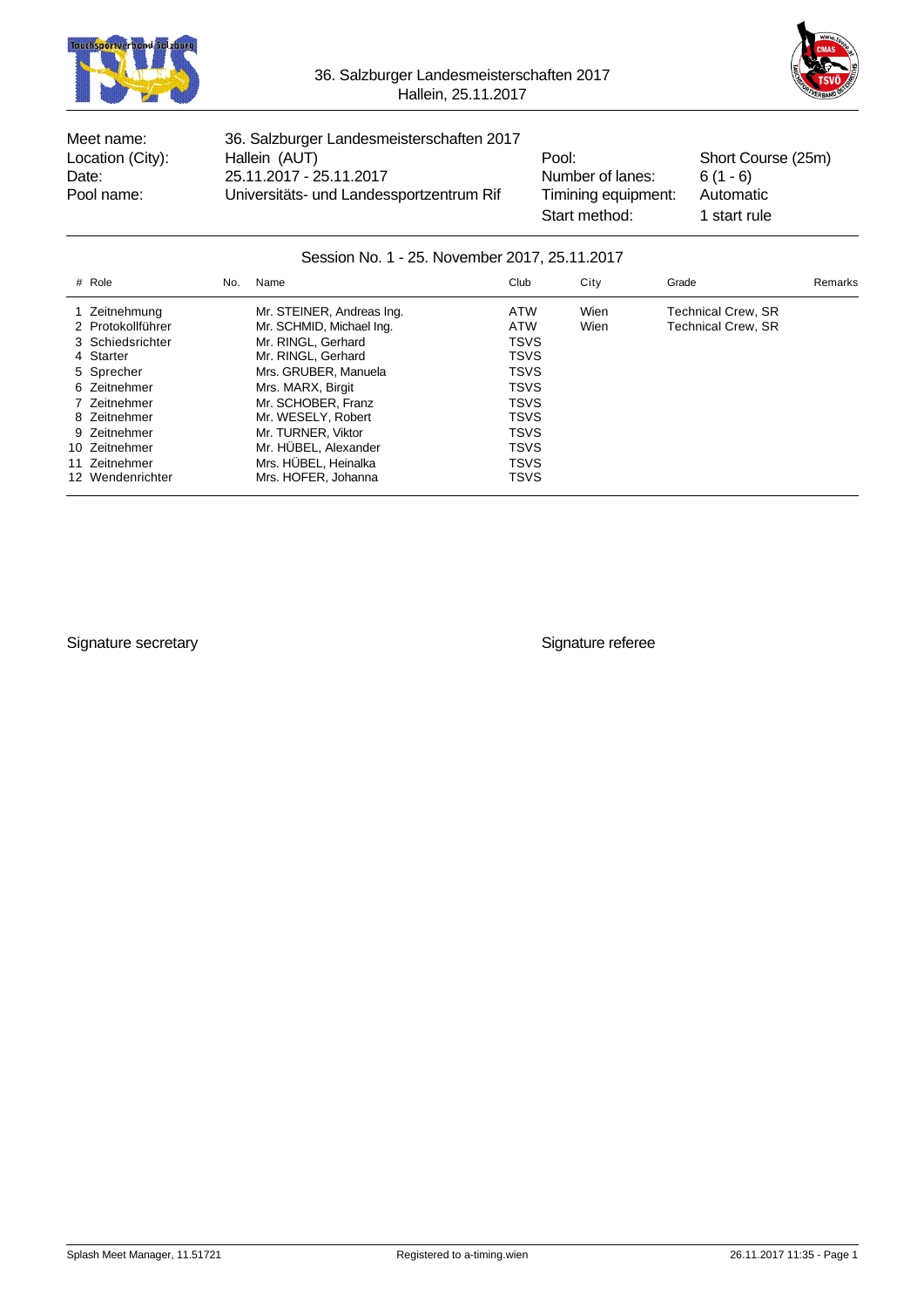36. Salzburger Landesmeisterschaften 2017
Hallein, 25.11.2017

| Meet name: | 36. Salzburger Landesmeisterschaften 2017 | | |
|---|---|---|---|
| Location (City): | Hallein (AUT) | Pool: | Short Course (25m) |
| Date: | 25.11.2017 - 25.11.2017 | Number of lanes: | 6 (1 - 6) |
| Pool name: | Universitäts- und Landessportzentrum Rif | Timining equipment: | Automatic |
| | | Start method: | 1 start rule |

## Session No. 1 - 25. November 2017, 25.11.2017

| # | Role | No. | Name | Club | City | Grade | Remarks |
|---|---|---|---|---|---|---|---|
| 1 | Zeitnehmung | | Mr. STEINER, Andreas Ing. | ATW | Wien | Technical Crew, SR | |
| 2 | Protokollführer | | Mr. SCHMID, Michael Ing. | ATW | Wien | Technical Crew, SR | |
| 3 | Schiedsrichter | | Mr. RINGL, Gerhard | TSVS | | | |
| 4 | Starter | | Mr. RINGL, Gerhard | TSVS | | | |
| 5 | Sprecher | | Mrs. GRUBER, Manuela | TSVS | | | |
| 6 | Zeitnehmer | | Mrs. MARX, Birgit | TSVS | | | |
| 7 | Zeitnehmer | | Mr. SCHOBER, Franz | TSVS | | | |
| 8 | Zeitnehmer | | Mr. WESELY, Robert | TSVS | | | |
| 9 | Zeitnehmer | | Mr. TURNER, Viktor | TSVS | | | |
| 10 | Zeitnehmer | | Mr. HÜBEL, Alexander | TSVS | | | |
| 11 | Zeitnehmer | | Mrs. HÜBEL, Heinalka | TSVS | | | |
| 12 | Wendenrichter | | Mrs. HOFER, Johanna | TSVS | | | |

Signature secretary

Signature referee

Splash Meet Manager, 11.51721 — Registered to a-timing.wien — 26.11.2017 11:35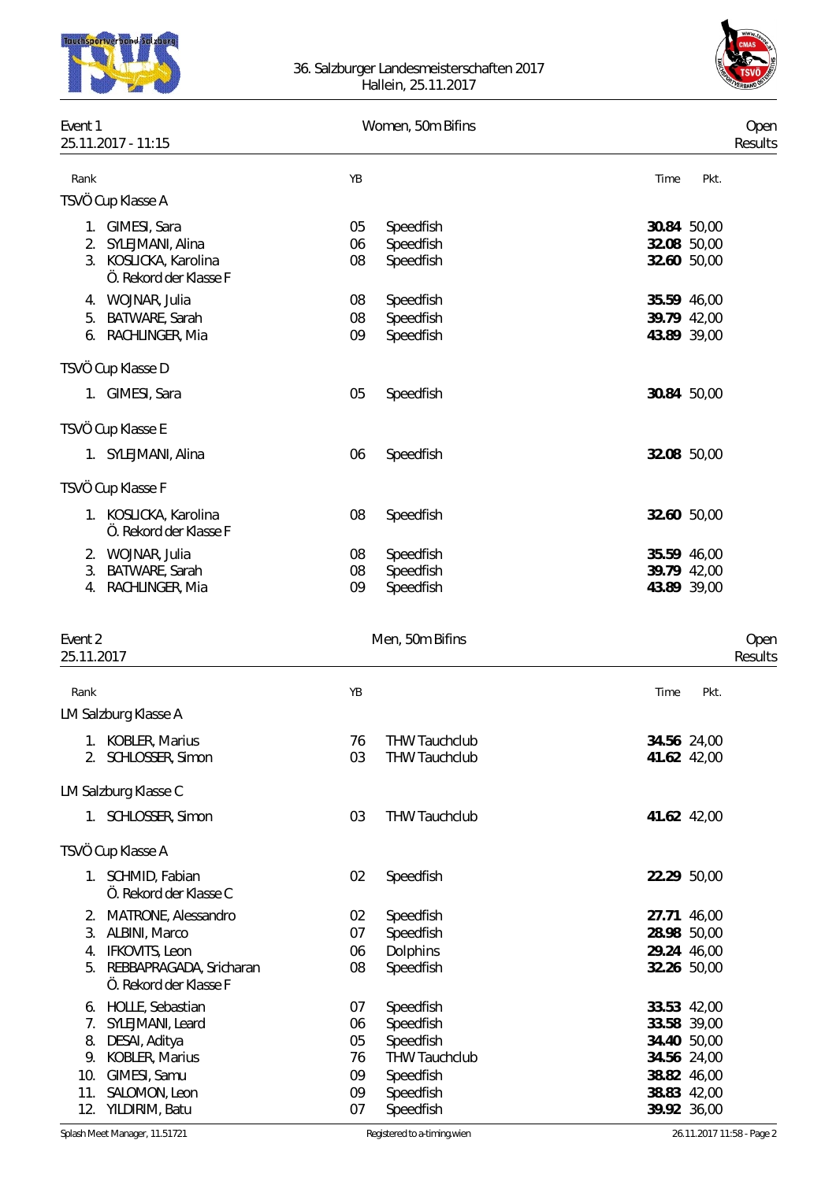36. Salzburger Landesmeisterschaften 2017
Hallein, 25.11.2017

## Event 1 — Women, 50m Bifins — Open

25.11.2017 - 11:15 — Results

| Rank | | YB | | Time | Pkt. |
|---|---|---|---|---|---|
| **TSVÖ Cup Klasse A** | | | | | |
| 1. | GIMESI, Sara | 05 | Speedfish | **30.84** | 50,00 |
| 2. | SYLEJMANI, Alina | 06 | Speedfish | **32.08** | 50,00 |
| 3. | KOSLICKA, Karolina<br>Ö. Rekord der Klasse F | 08 | Speedfish | **32.60** | 50,00 |
| 4. | WOJNAR, Julia | 08 | Speedfish | **35.59** | 46,00 |
| 5. | BATWARE, Sarah | 08 | Speedfish | **39.79** | 42,00 |
| 6. | RACHLINGER, Mia | 09 | Speedfish | **43.89** | 39,00 |
| **TSVÖ Cup Klasse D** | | | | | |
| 1. | GIMESI, Sara | 05 | Speedfish | **30.84** | 50,00 |
| **TSVÖ Cup Klasse E** | | | | | |
| 1. | SYLEJMANI, Alina | 06 | Speedfish | **32.08** | 50,00 |
| **TSVÖ Cup Klasse F** | | | | | |
| 1. | KOSLICKA, Karolina<br>Ö. Rekord der Klasse F | 08 | Speedfish | **32.60** | 50,00 |
| 2. | WOJNAR, Julia | 08 | Speedfish | **35.59** | 46,00 |
| 3. | BATWARE, Sarah | 08 | Speedfish | **39.79** | 42,00 |
| 4. | RACHLINGER, Mia | 09 | Speedfish | **43.89** | 39,00 |

## Event 2 — Men, 50m Bifins — Open

25.11.2017 — Results

| Rank | | YB | | Time | Pkt. |
|---|---|---|---|---|---|
| **LM Salzburg Klasse A** | | | | | |
| 1. | KOBLER, Marius | 76 | THW Tauchclub | **34.56** | 24,00 |
| 2. | SCHLOSSER, Simon | 03 | THW Tauchclub | **41.62** | 42,00 |
| **LM Salzburg Klasse C** | | | | | |
| 1. | SCHLOSSER, Simon | 03 | THW Tauchclub | **41.62** | 42,00 |
| **TSVÖ Cup Klasse A** | | | | | |
| 1. | SCHMID, Fabian<br>Ö. Rekord der Klasse C | 02 | Speedfish | **22.29** | 50,00 |
| 2. | MATRONE, Alessandro | 02 | Speedfish | **27.71** | 46,00 |
| 3. | ALBINI, Marco | 07 | Speedfish | **28.98** | 50,00 |
| 4. | IFKOVITS, Leon | 06 | Dolphins | **29.24** | 46,00 |
| 5. | REBBAPRAGADA, Sricharan<br>Ö. Rekord der Klasse F | 08 | Speedfish | **32.26** | 50,00 |
| 6. | HOLLE, Sebastian | 07 | Speedfish | **33.53** | 42,00 |
| 7. | SYLEJMANI, Leard | 06 | Speedfish | **33.58** | 39,00 |
| 8. | DESAI, Aditya | 05 | Speedfish | **34.40** | 50,00 |
| 9. | KOBLER, Marius | 76 | THW Tauchclub | **34.56** | 24,00 |
| 10. | GIMESI, Samu | 09 | Speedfish | **38.82** | 46,00 |
| 11. | SALOMON, Leon | 09 | Speedfish | **38.83** | 42,00 |
| 12. | YILDIRIM, Batu | 07 | Speedfish | **39.92** | 36,00 |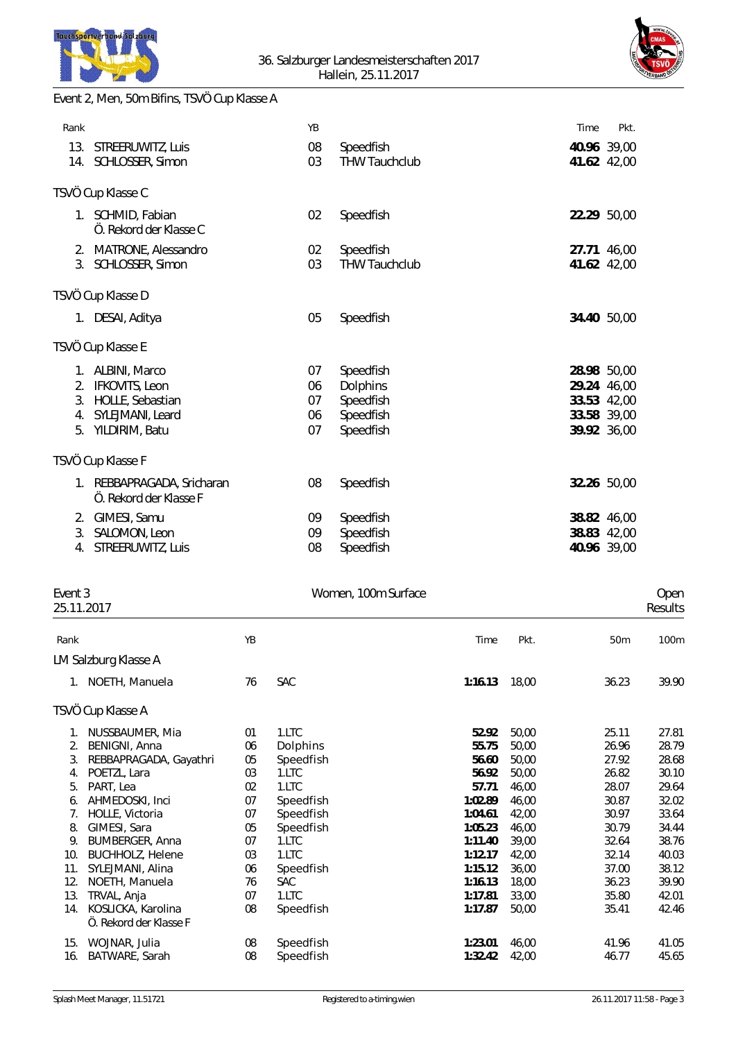Event 2, Men, 50m Bifins, TSVÖ Cup Klasse A

| Rank | | YB | | Time | Pkt. |
|---|---|---|---|---|---|
| 13. | STREERUWITZ, Luis | 08 | Speedfish | **40.96** | 39,00 |
| 14. | SCHLOSSER, Simon | 03 | THW Tauchclub | **41.62** | 42,00 |

TSVÖ Cup Klasse C

| Rank | | YB | | Time | Pkt. |
|---|---|---|---|---|---|
| 1. | SCHMID, Fabian<br>Ö. Rekord der Klasse C | 02 | Speedfish | **22.29** | 50,00 |
| 2. | MATRONE, Alessandro | 02 | Speedfish | **27.71** | 46,00 |
| 3. | SCHLOSSER, Simon | 03 | THW Tauchclub | **41.62** | 42,00 |

TSVÖ Cup Klasse D

| Rank | | YB | | Time | Pkt. |
|---|---|---|---|---|---|
| 1. | DESAI, Aditya | 05 | Speedfish | **34.40** | 50,00 |

TSVÖ Cup Klasse E

| Rank | | YB | | Time | Pkt. |
|---|---|---|---|---|---|
| 1. | ALBINI, Marco | 07 | Speedfish | **28.98** | 50,00 |
| 2. | IFKOVITS, Leon | 06 | Dolphins | **29.24** | 46,00 |
| 3. | HOLLE, Sebastian | 07 | Speedfish | **33.53** | 42,00 |
| 4. | SYLEJMANI, Leard | 06 | Speedfish | **33.58** | 39,00 |
| 5. | YILDIRIM, Batu | 07 | Speedfish | **39.92** | 36,00 |

TSVÖ Cup Klasse F

| Rank | | YB | | Time | Pkt. |
|---|---|---|---|---|---|
| 1. | REBBAPRAGADA, Sricharan<br>Ö. Rekord der Klasse F | 08 | Speedfish | **32.26** | 50,00 |
| 2. | GIMESI, Samu | 09 | Speedfish | **38.82** | 46,00 |
| 3. | SALOMON, Leon | 09 | Speedfish | **38.83** | 42,00 |
| 4. | STREERUWITZ, Luis | 08 | Speedfish | **40.96** | 39,00 |

## Event 3 — Women, 100m Surface — Open Results

25.11.2017

LM Salzburg Klasse A

| Rank | | YB | | Time | Pkt. | 50m | 100m |
|---|---|---|---|---|---|---|---|
| 1. | NOETH, Manuela | 76 | SAC | **1:16.13** | 18,00 | 36.23 | 39.90 |

TSVÖ Cup Klasse A

| Rank | | YB | | Time | Pkt. | 50m | 100m |
|---|---|---|---|---|---|---|---|
| 1. | NUSSBAUMER, Mia | 01 | 1.LTC | **52.92** | 50,00 | 25.11 | 27.81 |
| 2. | BENIGNI, Anna | 06 | Dolphins | **55.75** | 50,00 | 26.96 | 28.79 |
| 3. | REBBAPRAGADA, Gayathri | 05 | Speedfish | **56.60** | 50,00 | 27.92 | 28.68 |
| 4. | POETZL, Lara | 03 | 1.LTC | **56.92** | 50,00 | 26.82 | 30.10 |
| 5. | PART, Lea | 02 | 1.LTC | **57.71** | 46,00 | 28.07 | 29.64 |
| 6. | AHMEDOSKI, Inci | 07 | Speedfish | **1:02.89** | 46,00 | 30.87 | 32.02 |
| 7. | HOLLE, Victoria | 07 | Speedfish | **1:04.61** | 42,00 | 30.97 | 33.64 |
| 8. | GIMESI, Sara | 05 | Speedfish | **1:05.23** | 46,00 | 30.79 | 34.44 |
| 9. | BUMBERGER, Anna | 07 | 1.LTC | **1:11.40** | 39,00 | 32.64 | 38.76 |
| 10. | BUCHHOLZ, Helene | 03 | 1.LTC | **1:12.17** | 42,00 | 32.14 | 40.03 |
| 11. | SYLEJMANI, Alina | 06 | Speedfish | **1:15.12** | 36,00 | 37.00 | 38.12 |
| 12. | NOETH, Manuela | 76 | SAC | **1:16.13** | 18,00 | 36.23 | 39.90 |
| 13. | TRVAL, Anja | 07 | 1.LTC | **1:17.81** | 33,00 | 35.80 | 42.01 |
| 14. | KOSLICKA, Karolina<br>Ö. Rekord der Klasse F | 08 | Speedfish | **1:17.87** | 50,00 | 35.41 | 42.46 |
| 15. | WOJNAR, Julia | 08 | Speedfish | **1:23.01** | 46,00 | 41.96 | 41.05 |
| 16. | BATWARE, Sarah | 08 | Speedfish | **1:32.42** | 42,00 | 46.77 | 45.65 |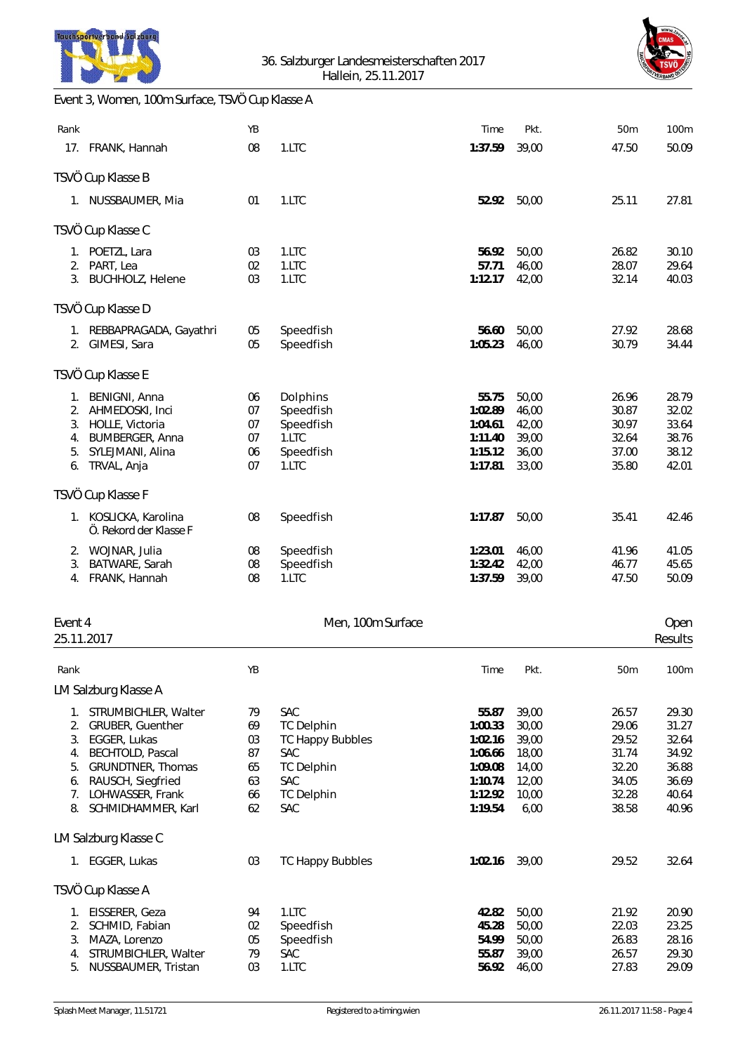36. Salzburger Landesmeisterschaften 2017
Hallein, 25.11.2017

## Event 3, Women, 100m Surface, TSVÖ Cup Klasse A

| Rank | | YB | | Time | Pkt. | 50m | 100m |
|---|---|---|---|---|---|---|---|
| 17. | FRANK, Hannah | 08 | 1.LTC | **1:37.59** | 39,00 | 47.50 | 50.09 |

### TSVÖ Cup Klasse B

| Rank | | YB | | Time | Pkt. | 50m | 100m |
|---|---|---|---|---|---|---|---|
| 1. | NUSSBAUMER, Mia | 01 | 1.LTC | **52.92** | 50,00 | 25.11 | 27.81 |

### TSVÖ Cup Klasse C

| Rank | | YB | | Time | Pkt. | 50m | 100m |
|---|---|---|---|---|---|---|---|
| 1. | POETZL, Lara | 03 | 1.LTC | **56.92** | 50,00 | 26.82 | 30.10 |
| 2. | PART, Lea | 02 | 1.LTC | **57.71** | 46,00 | 28.07 | 29.64 |
| 3. | BUCHHOLZ, Helene | 03 | 1.LTC | **1:12.17** | 42,00 | 32.14 | 40.03 |

### TSVÖ Cup Klasse D

| Rank | | YB | | Time | Pkt. | 50m | 100m |
|---|---|---|---|---|---|---|---|
| 1. | REBBAPRAGADA, Gayathri | 05 | Speedfish | **56.60** | 50,00 | 27.92 | 28.68 |
| 2. | GIMESI, Sara | 05 | Speedfish | **1:05.23** | 46,00 | 30.79 | 34.44 |

### TSVÖ Cup Klasse E

| Rank | | YB | | Time | Pkt. | 50m | 100m |
|---|---|---|---|---|---|---|---|
| 1. | BENIGNI, Anna | 06 | Dolphins | **55.75** | 50,00 | 26.96 | 28.79 |
| 2. | AHMEDOSKI, Inci | 07 | Speedfish | **1:02.89** | 46,00 | 30.87 | 32.02 |
| 3. | HOLLE, Victoria | 07 | Speedfish | **1:04.61** | 42,00 | 30.97 | 33.64 |
| 4. | BUMBERGER, Anna | 07 | 1.LTC | **1:11.40** | 39,00 | 32.64 | 38.76 |
| 5. | SYLEJMANI, Alina | 06 | Speedfish | **1:15.12** | 36,00 | 37.00 | 38.12 |
| 6. | TRVAL, Anja | 07 | 1.LTC | **1:17.81** | 33,00 | 35.80 | 42.01 |

### TSVÖ Cup Klasse F

| Rank | | YB | | Time | Pkt. | 50m | 100m |
|---|---|---|---|---|---|---|---|
| 1. | KOSLICKA, Karolina<br>Ö. Rekord der Klasse F | 08 | Speedfish | **1:17.87** | 50,00 | 35.41 | 42.46 |
| 2. | WOJNAR, Julia | 08 | Speedfish | **1:23.01** | 46,00 | 41.96 | 41.05 |
| 3. | BATWARE, Sarah | 08 | Speedfish | **1:32.42** | 42,00 | 46.77 | 45.65 |
| 4. | FRANK, Hannah | 08 | 1.LTC | **1:37.59** | 39,00 | 47.50 | 50.09 |

## Event 4 — Men, 100m Surface — Open

25.11.2017 — Results

### LM Salzburg Klasse A

| Rank | | YB | | Time | Pkt. | 50m | 100m |
|---|---|---|---|---|---|---|---|
| 1. | STRUMBICHLER, Walter | 79 | SAC | **55.87** | 39,00 | 26.57 | 29.30 |
| 2. | GRUBER, Guenther | 69 | TC Delphin | **1:00.33** | 30,00 | 29.06 | 31.27 |
| 3. | EGGER, Lukas | 03 | TC Happy Bubbles | **1:02.16** | 39,00 | 29.52 | 32.64 |
| 4. | BECHTOLD, Pascal | 87 | SAC | **1:06.66** | 18,00 | 31.74 | 34.92 |
| 5. | GRUNDTNER, Thomas | 65 | TC Delphin | **1:09.08** | 14,00 | 32.20 | 36.88 |
| 6. | RAUSCH, Siegfried | 63 | SAC | **1:10.74** | 12,00 | 34.05 | 36.69 |
| 7. | LOHWASSER, Frank | 66 | TC Delphin | **1:12.92** | 10,00 | 32.28 | 40.64 |
| 8. | SCHMIDHAMMER, Karl | 62 | SAC | **1:19.54** | 6,00 | 38.58 | 40.96 |

### LM Salzburg Klasse C

| Rank | | YB | | Time | Pkt. | 50m | 100m |
|---|---|---|---|---|---|---|---|
| 1. | EGGER, Lukas | 03 | TC Happy Bubbles | **1:02.16** | 39,00 | 29.52 | 32.64 |

### TSVÖ Cup Klasse A

| Rank | | YB | | Time | Pkt. | 50m | 100m |
|---|---|---|---|---|---|---|---|
| 1. | EISSERER, Geza | 94 | 1.LTC | **42.82** | 50,00 | 21.92 | 20.90 |
| 2. | SCHMID, Fabian | 02 | Speedfish | **45.28** | 50,00 | 22.03 | 23.25 |
| 3. | MAZA, Lorenzo | 05 | Speedfish | **54.99** | 50,00 | 26.83 | 28.16 |
| 4. | STRUMBICHLER, Walter | 79 | SAC | **55.87** | 39,00 | 26.57 | 29.30 |
| 5. | NUSSBAUMER, Tristan | 03 | 1.LTC | **56.92** | 46,00 | 27.83 | 29.09 |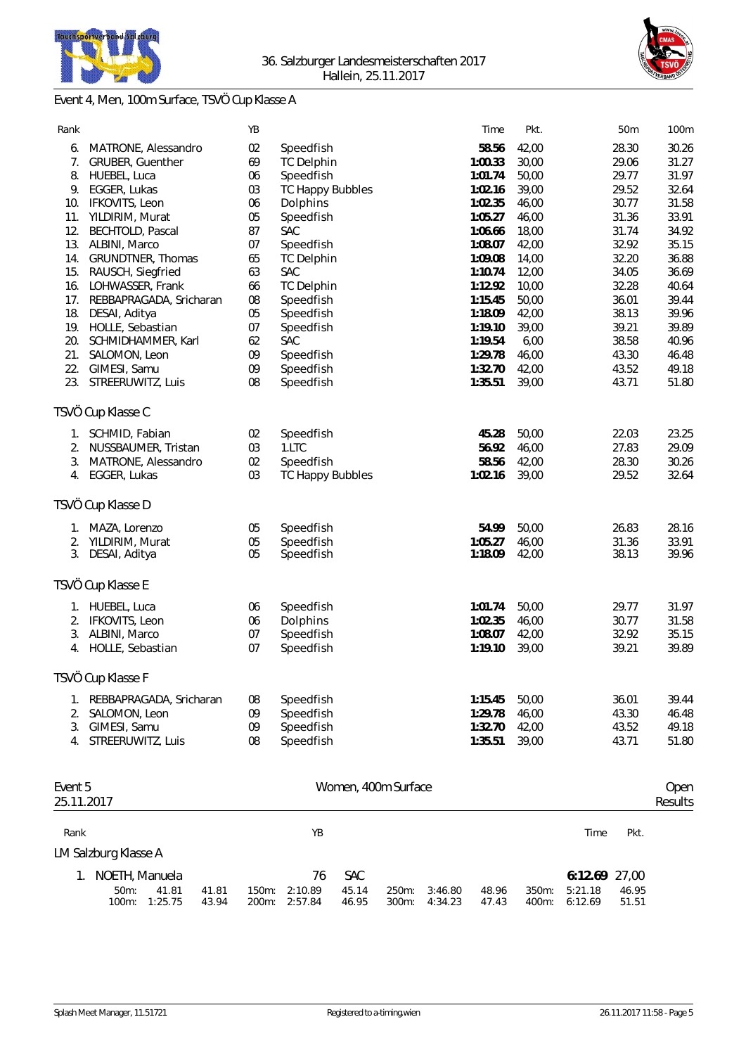36. Salzburger Landesmeisterschaften 2017
Hallein, 25.11.2017

## Event 4, Men, 100m Surface, TSVÖ Cup Klasse A

| Rank | | YB | | Time | Pkt. | 50m | 100m |
|---|---|---|---|---|---|---|---|
| 6. | MATRONE, Alessandro | 02 | Speedfish | **58.56** | 42,00 | 28.30 | 30.26 |
| 7. | GRUBER, Guenther | 69 | TC Delphin | **1:00.33** | 30,00 | 29.06 | 31.27 |
| 8. | HUEBEL, Luca | 06 | Speedfish | **1:01.74** | 50,00 | 29.77 | 31.97 |
| 9. | EGGER, Lukas | 03 | TC Happy Bubbles | **1:02.16** | 39,00 | 29.52 | 32.64 |
| 10. | IFKOVITS, Leon | 06 | Dolphins | **1:02.35** | 46,00 | 30.77 | 31.58 |
| 11. | YILDIRIM, Murat | 05 | Speedfish | **1:05.27** | 46,00 | 31.36 | 33.91 |
| 12. | BECHTOLD, Pascal | 87 | SAC | **1:06.66** | 18,00 | 31.74 | 34.92 |
| 13. | ALBINI, Marco | 07 | Speedfish | **1:08.07** | 42,00 | 32.92 | 35.15 |
| 14. | GRUNDTNER, Thomas | 65 | TC Delphin | **1:09.08** | 14,00 | 32.20 | 36.88 |
| 15. | RAUSCH, Siegfried | 63 | SAC | **1:10.74** | 12,00 | 34.05 | 36.69 |
| 16. | LOHWASSER, Frank | 66 | TC Delphin | **1:12.92** | 10,00 | 32.28 | 40.64 |
| 17. | REBBAPRAGADA, Sricharan | 08 | Speedfish | **1:15.45** | 50,00 | 36.01 | 39.44 |
| 18. | DESAI, Aditya | 05 | Speedfish | **1:18.09** | 42,00 | 38.13 | 39.96 |
| 19. | HOLLE, Sebastian | 07 | Speedfish | **1:19.10** | 39,00 | 39.21 | 39.89 |
| 20. | SCHMIDHAMMER, Karl | 62 | SAC | **1:19.54** | 6,00 | 38.58 | 40.96 |
| 21. | SALOMON, Leon | 09 | Speedfish | **1:29.78** | 46,00 | 43.30 | 46.48 |
| 22. | GIMESI, Samu | 09 | Speedfish | **1:32.70** | 42,00 | 43.52 | 49.18 |
| 23. | STREERUWITZ, Luis | 08 | Speedfish | **1:35.51** | 39,00 | 43.71 | 51.80 |

### TSVÖ Cup Klasse C

| Rank | | YB | | Time | Pkt. | 50m | 100m |
|---|---|---|---|---|---|---|---|
| 1. | SCHMID, Fabian | 02 | Speedfish | **45.28** | 50,00 | 22.03 | 23.25 |
| 2. | NUSSBAUMER, Tristan | 03 | 1.LTC | **56.92** | 46,00 | 27.83 | 29.09 |
| 3. | MATRONE, Alessandro | 02 | Speedfish | **58.56** | 42,00 | 28.30 | 30.26 |
| 4. | EGGER, Lukas | 03 | TC Happy Bubbles | **1:02.16** | 39,00 | 29.52 | 32.64 |

### TSVÖ Cup Klasse D

| Rank | | YB | | Time | Pkt. | 50m | 100m |
|---|---|---|---|---|---|---|---|
| 1. | MAZA, Lorenzo | 05 | Speedfish | **54.99** | 50,00 | 26.83 | 28.16 |
| 2. | YILDIRIM, Murat | 05 | Speedfish | **1:05.27** | 46,00 | 31.36 | 33.91 |
| 3. | DESAI, Aditya | 05 | Speedfish | **1:18.09** | 42,00 | 38.13 | 39.96 |

### TSVÖ Cup Klasse E

| Rank | | YB | | Time | Pkt. | 50m | 100m |
|---|---|---|---|---|---|---|---|
| 1. | HUEBEL, Luca | 06 | Speedfish | **1:01.74** | 50,00 | 29.77 | 31.97 |
| 2. | IFKOVITS, Leon | 06 | Dolphins | **1:02.35** | 46,00 | 30.77 | 31.58 |
| 3. | ALBINI, Marco | 07 | Speedfish | **1:08.07** | 42,00 | 32.92 | 35.15 |
| 4. | HOLLE, Sebastian | 07 | Speedfish | **1:19.10** | 39,00 | 39.21 | 39.89 |

### TSVÖ Cup Klasse F

| Rank | | YB | | Time | Pkt. | 50m | 100m |
|---|---|---|---|---|---|---|---|
| 1. | REBBAPRAGADA, Sricharan | 08 | Speedfish | **1:15.45** | 50,00 | 36.01 | 39.44 |
| 2. | SALOMON, Leon | 09 | Speedfish | **1:29.78** | 46,00 | 43.30 | 46.48 |
| 3. | GIMESI, Samu | 09 | Speedfish | **1:32.70** | 42,00 | 43.52 | 49.18 |
| 4. | STREERUWITZ, Luis | 08 | Speedfish | **1:35.51** | 39,00 | 43.71 | 51.80 |

## Event 5 — Women, 400m Surface — Open

25.11.2017 — Results

### LM Salzburg Klasse A

| Rank | | YB | | Time | Pkt. |
|---|---|---|---|---|---|
| 1. | NOETH, Manuela | 76 | SAC | **6:12.69** | 27,00 |

| 50m: | 41.81 | 41.81 | 150m: | 2:10.89 | 45.14 | 250m: | 3:46.80 | 48.96 | 350m: | 5:21.18 | 46.95 |
|---|---|---|---|---|---|---|---|---|---|---|---|
| 100m: | 1:25.75 | 43.94 | 200m: | 2:57.84 | 46.95 | 300m: | 4:34.23 | 47.43 | 400m: | 6:12.69 | 51.51 |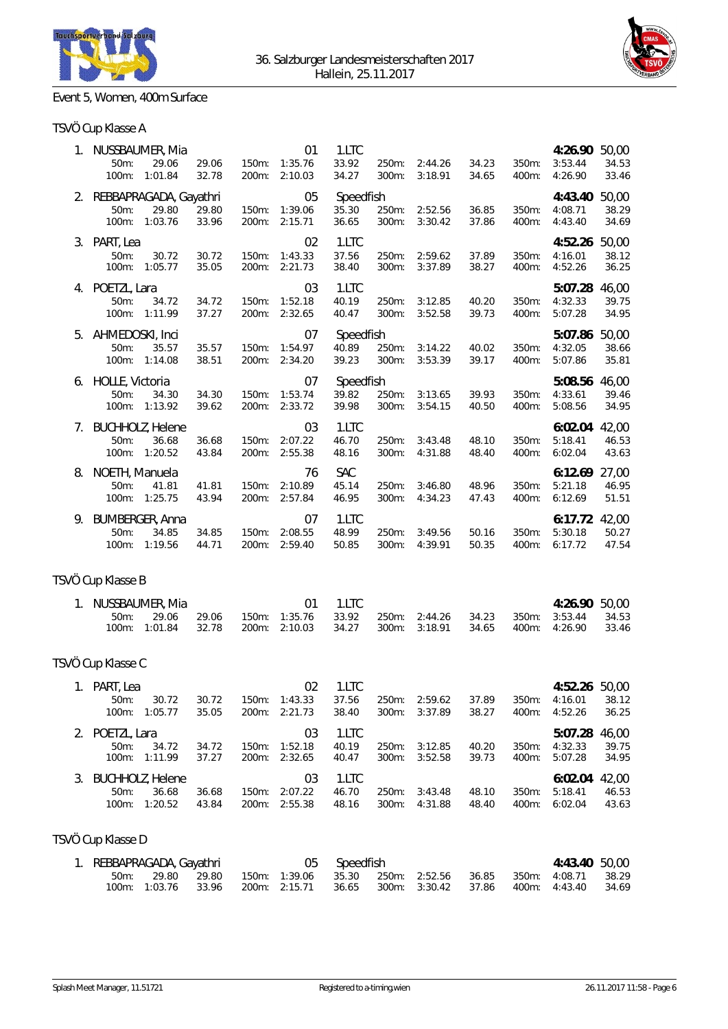36. Salzburger Landesmeisterschaften 2017
Hallein, 25.11.2017

## Event 5, Women, 400m Surface

### TSVÖ Cup Klasse A

1. NUSSBAUMER, Mia — 01 — 1.LTC — **4:26.90** 50,00

| | | | | | | | | | | | |
|---|---|---|---|---|---|---|---|---|---|---|---|
| 50m: | 29.06 | 29.06 | 150m: | 1:35.76 | 33.92 | 250m: | 2:44.26 | 34.23 | 350m: | 3:53.44 | 34.53 |
| 100m: | 1:01.84 | 32.78 | 200m: | 2:10.03 | 34.27 | 300m: | 3:18.91 | 34.65 | 400m: | 4:26.90 | 33.46 |

2. REBBAPRAGADA, Gayathri — 05 — Speedfish — **4:43.40** 50,00

| | | | | | | | | | | | |
|---|---|---|---|---|---|---|---|---|---|---|---|
| 50m: | 29.80 | 29.80 | 150m: | 1:39.06 | 35.30 | 250m: | 2:52.56 | 36.85 | 350m: | 4:08.71 | 38.29 |
| 100m: | 1:03.76 | 33.96 | 200m: | 2:15.71 | 36.65 | 300m: | 3:30.42 | 37.86 | 400m: | 4:43.40 | 34.69 |

3. PART, Lea — 02 — 1.LTC — **4:52.26** 50,00

| | | | | | | | | | | | |
|---|---|---|---|---|---|---|---|---|---|---|---|
| 50m: | 30.72 | 30.72 | 150m: | 1:43.33 | 37.56 | 250m: | 2:59.62 | 37.89 | 350m: | 4:16.01 | 38.12 |
| 100m: | 1:05.77 | 35.05 | 200m: | 2:21.73 | 38.40 | 300m: | 3:37.89 | 38.27 | 400m: | 4:52.26 | 36.25 |

4. POETZL, Lara — 03 — 1.LTC — **5:07.28** 46,00

| | | | | | | | | | | | |
|---|---|---|---|---|---|---|---|---|---|---|---|
| 50m: | 34.72 | 34.72 | 150m: | 1:52.18 | 40.19 | 250m: | 3:12.85 | 40.20 | 350m: | 4:32.33 | 39.75 |
| 100m: | 1:11.99 | 37.27 | 200m: | 2:32.65 | 40.47 | 300m: | 3:52.58 | 39.73 | 400m: | 5:07.28 | 34.95 |

5. AHMEDOSKI, Inci — 07 — Speedfish — **5:07.86** 50,00

| | | | | | | | | | | | |
|---|---|---|---|---|---|---|---|---|---|---|---|
| 50m: | 35.57 | 35.57 | 150m: | 1:54.97 | 40.89 | 250m: | 3:14.22 | 40.02 | 350m: | 4:32.05 | 38.66 |
| 100m: | 1:14.08 | 38.51 | 200m: | 2:34.20 | 39.23 | 300m: | 3:53.39 | 39.17 | 400m: | 5:07.86 | 35.81 |

6. HOLLE, Victoria — 07 — Speedfish — **5:08.56** 46,00

| | | | | | | | | | | | |
|---|---|---|---|---|---|---|---|---|---|---|---|
| 50m: | 34.30 | 34.30 | 150m: | 1:53.74 | 39.82 | 250m: | 3:13.65 | 39.93 | 350m: | 4:33.61 | 39.46 |
| 100m: | 1:13.92 | 39.62 | 200m: | 2:33.72 | 39.98 | 300m: | 3:54.15 | 40.50 | 400m: | 5:08.56 | 34.95 |

7. BUCHHOLZ, Helene — 03 — 1.LTC — **6:02.04** 42,00

| | | | | | | | | | | | |
|---|---|---|---|---|---|---|---|---|---|---|---|
| 50m: | 36.68 | 36.68 | 150m: | 2:07.22 | 46.70 | 250m: | 3:43.48 | 48.10 | 350m: | 5:18.41 | 46.53 |
| 100m: | 1:20.52 | 43.84 | 200m: | 2:55.38 | 48.16 | 300m: | 4:31.88 | 48.40 | 400m: | 6:02.04 | 43.63 |

8. NOETH, Manuela — 76 — SAC — **6:12.69** 27,00

| | | | | | | | | | | | |
|---|---|---|---|---|---|---|---|---|---|---|---|
| 50m: | 41.81 | 41.81 | 150m: | 2:10.89 | 45.14 | 250m: | 3:46.80 | 48.96 | 350m: | 5:21.18 | 46.95 |
| 100m: | 1:25.75 | 43.94 | 200m: | 2:57.84 | 46.95 | 300m: | 4:34.23 | 47.43 | 400m: | 6:12.69 | 51.51 |

9. BUMBERGER, Anna — 07 — 1.LTC — **6:17.72** 42,00

| | | | | | | | | | | | |
|---|---|---|---|---|---|---|---|---|---|---|---|
| 50m: | 34.85 | 34.85 | 150m: | 2:08.55 | 48.99 | 250m: | 3:49.56 | 50.16 | 350m: | 5:30.18 | 50.27 |
| 100m: | 1:19.56 | 44.71 | 200m: | 2:59.40 | 50.85 | 300m: | 4:39.91 | 50.35 | 400m: | 6:17.72 | 47.54 |

### TSVÖ Cup Klasse B

1. NUSSBAUMER, Mia — 01 — 1.LTC — **4:26.90** 50,00

| | | | | | | | | | | | |
|---|---|---|---|---|---|---|---|---|---|---|---|
| 50m: | 29.06 | 29.06 | 150m: | 1:35.76 | 33.92 | 250m: | 2:44.26 | 34.23 | 350m: | 3:53.44 | 34.53 |
| 100m: | 1:01.84 | 32.78 | 200m: | 2:10.03 | 34.27 | 300m: | 3:18.91 | 34.65 | 400m: | 4:26.90 | 33.46 |

### TSVÖ Cup Klasse C

1. PART, Lea — 02 — 1.LTC — **4:52.26** 50,00

| | | | | | | | | | | | |
|---|---|---|---|---|---|---|---|---|---|---|---|
| 50m: | 30.72 | 30.72 | 150m: | 1:43.33 | 37.56 | 250m: | 2:59.62 | 37.89 | 350m: | 4:16.01 | 38.12 |
| 100m: | 1:05.77 | 35.05 | 200m: | 2:21.73 | 38.40 | 300m: | 3:37.89 | 38.27 | 400m: | 4:52.26 | 36.25 |

2. POETZL, Lara — 03 — 1.LTC — **5:07.28** 46,00

| | | | | | | | | | | | |
|---|---|---|---|---|---|---|---|---|---|---|---|
| 50m: | 34.72 | 34.72 | 150m: | 1:52.18 | 40.19 | 250m: | 3:12.85 | 40.20 | 350m: | 4:32.33 | 39.75 |
| 100m: | 1:11.99 | 37.27 | 200m: | 2:32.65 | 40.47 | 300m: | 3:52.58 | 39.73 | 400m: | 5:07.28 | 34.95 |

3. BUCHHOLZ, Helene — 03 — 1.LTC — **6:02.04** 42,00

| | | | | | | | | | | | |
|---|---|---|---|---|---|---|---|---|---|---|---|
| 50m: | 36.68 | 36.68 | 150m: | 2:07.22 | 46.70 | 250m: | 3:43.48 | 48.10 | 350m: | 5:18.41 | 46.53 |
| 100m: | 1:20.52 | 43.84 | 200m: | 2:55.38 | 48.16 | 300m: | 4:31.88 | 48.40 | 400m: | 6:02.04 | 43.63 |

### TSVÖ Cup Klasse D

1. REBBAPRAGADA, Gayathri — 05 — Speedfish — **4:43.40** 50,00

| | | | | | | | | | | | |
|---|---|---|---|---|---|---|---|---|---|---|---|
| 50m: | 29.80 | 29.80 | 150m: | 1:39.06 | 35.30 | 250m: | 2:52.56 | 36.85 | 350m: | 4:08.71 | 38.29 |
| 100m: | 1:03.76 | 33.96 | 200m: | 2:15.71 | 36.65 | 300m: | 3:30.42 | 37.86 | 400m: | 4:43.40 | 34.69 |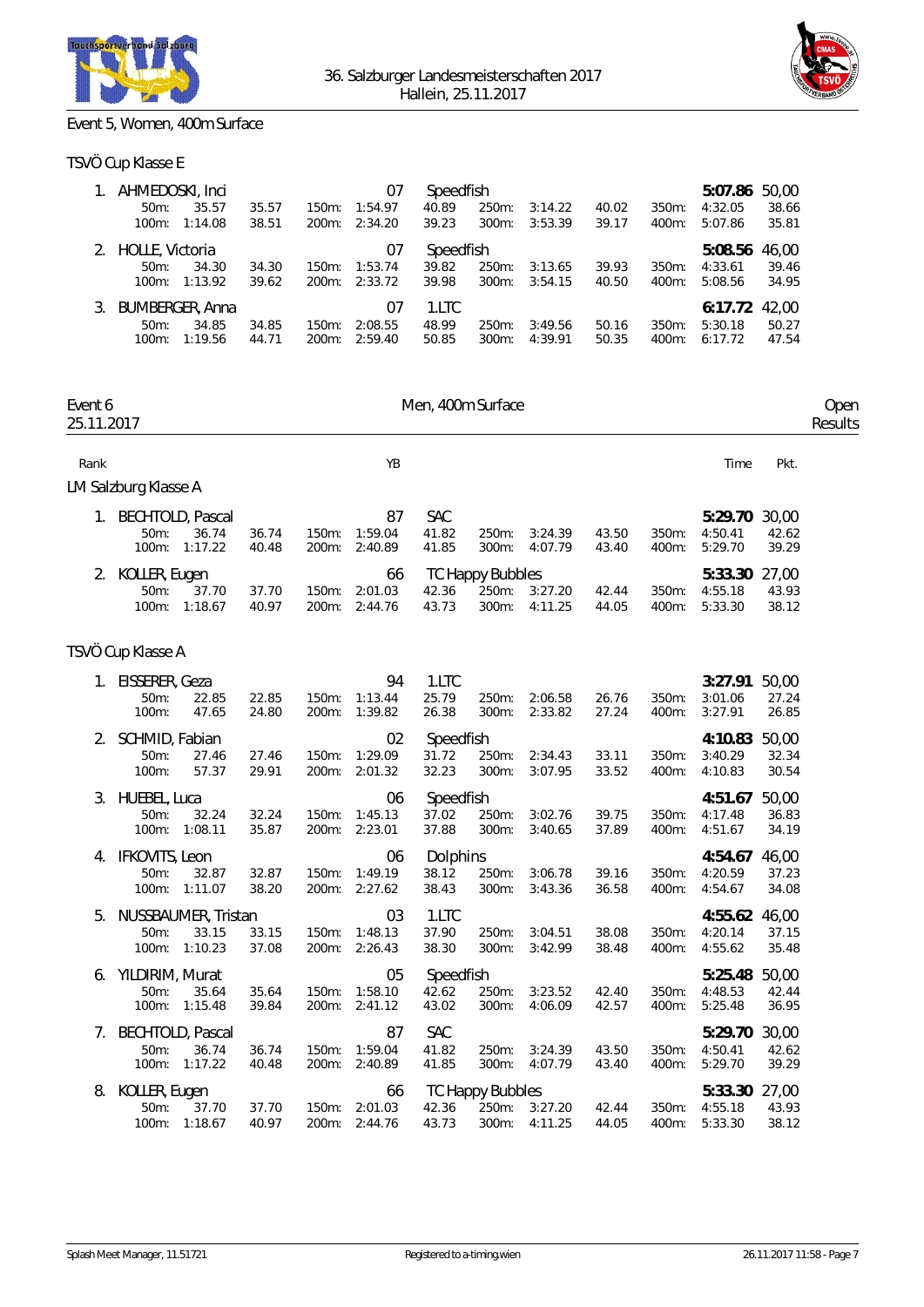36. Salzburger Landesmeisterschaften 2017
Hallein, 25.11.2017

Event 5, Women, 400m Surface

TSVÖ Cup Klasse E

| Rank | Name | | | | | YB | Club | | | | | | Time | Pkt. |
|---|---|---|---|---|---|---|---|---|---|---|---|---|---|---|
| 1. | AHMEDOSKI, Inci | | | | | 07 | Speedfish | | | | | | **5:07.86** | 50,00 |
| | 50m: | 35.57 | 35.57 | 150m: | 1:54.97 | | 40.89 | 250m: | 3:14.22 | 40.02 | 350m: | 4:32.05 | | 38.66 |
| | 100m: | 1:14.08 | 38.51 | 200m: | 2:34.20 | | 39.23 | 300m: | 3:53.39 | 39.17 | 400m: | 5:07.86 | | 35.81 |
| 2. | HOLLE, Victoria | | | | | 07 | Speedfish | | | | | | **5:08.56** | 46,00 |
| | 50m: | 34.30 | 34.30 | 150m: | 1:53.74 | | 39.82 | 250m: | 3:13.65 | 39.93 | 350m: | 4:33.61 | | 39.46 |
| | 100m: | 1:13.92 | 39.62 | 200m: | 2:33.72 | | 39.98 | 300m: | 3:54.15 | 40.50 | 400m: | 5:08.56 | | 34.95 |
| 3. | BUMBERGER, Anna | | | | | 07 | 1.LTC | | | | | | **6:17.72** | 42,00 |
| | 50m: | 34.85 | 34.85 | 150m: | 2:08.55 | | 48.99 | 250m: | 3:49.56 | 50.16 | 350m: | 5:30.18 | | 50.27 |
| | 100m: | 1:19.56 | 44.71 | 200m: | 2:59.40 | | 50.85 | 300m: | 4:39.91 | 50.35 | 400m: | 6:17.72 | | 47.54 |

## Event 6 — Men, 400m Surface

25.11.2017 — Open Results

LM Salzburg Klasse A

| Rank | Name | | | | | YB | Club | | | | | | Time | Pkt. |
|---|---|---|---|---|---|---|---|---|---|---|---|---|---|---|
| 1. | BECHTOLD, Pascal | | | | | 87 | SAC | | | | | | **5:29.70** | 30,00 |
| | 50m: | 36.74 | 36.74 | 150m: | 1:59.04 | | 41.82 | 250m: | 3:24.39 | 43.50 | 350m: | 4:50.41 | | 42.62 |
| | 100m: | 1:17.22 | 40.48 | 200m: | 2:40.89 | | 41.85 | 300m: | 4:07.79 | 43.40 | 400m: | 5:29.70 | | 39.29 |
| 2. | KOLLER, Eugen | | | | | 66 | TC Happy Bubbles | | | | | | **5:33.30** | 27,00 |
| | 50m: | 37.70 | 37.70 | 150m: | 2:01.03 | | 42.36 | 250m: | 3:27.20 | 42.44 | 350m: | 4:55.18 | | 43.93 |
| | 100m: | 1:18.67 | 40.97 | 200m: | 2:44.76 | | 43.73 | 300m: | 4:11.25 | 44.05 | 400m: | 5:33.30 | | 38.12 |

TSVÖ Cup Klasse A

| Rank | Name | | | | | YB | Club | | | | | | Time | Pkt. |
|---|---|---|---|---|---|---|---|---|---|---|---|---|---|---|
| 1. | EISSERER, Geza | | | | | 94 | 1.LTC | | | | | | **3:27.91** | 50,00 |
| | 50m: | 22.85 | 22.85 | 150m: | 1:13.44 | | 25.79 | 250m: | 2:06.58 | 26.76 | 350m: | 3:01.06 | | 27.24 |
| | 100m: | 47.65 | 24.80 | 200m: | 1:39.82 | | 26.38 | 300m: | 2:33.82 | 27.24 | 400m: | 3:27.91 | | 26.85 |
| 2. | SCHMID, Fabian | | | | | 02 | Speedfish | | | | | | **4:10.83** | 50,00 |
| | 50m: | 27.46 | 27.46 | 150m: | 1:29.09 | | 31.72 | 250m: | 2:34.43 | 33.11 | 350m: | 3:40.29 | | 32.34 |
| | 100m: | 57.37 | 29.91 | 200m: | 2:01.32 | | 32.23 | 300m: | 3:07.95 | 33.52 | 400m: | 4:10.83 | | 30.54 |
| 3. | HUEBEL, Luca | | | | | 06 | Speedfish | | | | | | **4:51.67** | 50,00 |
| | 50m: | 32.24 | 32.24 | 150m: | 1:45.13 | | 37.02 | 250m: | 3:02.76 | 39.75 | 350m: | 4:17.48 | | 36.83 |
| | 100m: | 1:08.11 | 35.87 | 200m: | 2:23.01 | | 37.88 | 300m: | 3:40.65 | 37.89 | 400m: | 4:51.67 | | 34.19 |
| 4. | IFKOVITS, Leon | | | | | 06 | Dolphins | | | | | | **4:54.67** | 46,00 |
| | 50m: | 32.87 | 32.87 | 150m: | 1:49.19 | | 38.12 | 250m: | 3:06.78 | 39.16 | 350m: | 4:20.59 | | 37.23 |
| | 100m: | 1:11.07 | 38.20 | 200m: | 2:27.62 | | 38.43 | 300m: | 3:43.36 | 36.58 | 400m: | 4:54.67 | | 34.08 |
| 5. | NUSSBAUMER, Tristan | | | | | 03 | 1.LTC | | | | | | **4:55.62** | 46,00 |
| | 50m: | 33.15 | 33.15 | 150m: | 1:48.13 | | 37.90 | 250m: | 3:04.51 | 38.08 | 350m: | 4:20.14 | | 37.15 |
| | 100m: | 1:10.23 | 37.08 | 200m: | 2:26.43 | | 38.30 | 300m: | 3:42.99 | 38.48 | 400m: | 4:55.62 | | 35.48 |
| 6. | YILDIRIM, Murat | | | | | 05 | Speedfish | | | | | | **5:25.48** | 50,00 |
| | 50m: | 35.64 | 35.64 | 150m: | 1:58.10 | | 42.62 | 250m: | 3:23.52 | 42.40 | 350m: | 4:48.53 | | 42.44 |
| | 100m: | 1:15.48 | 39.84 | 200m: | 2:41.12 | | 43.02 | 300m: | 4:06.09 | 42.57 | 400m: | 5:25.48 | | 36.95 |
| 7. | BECHTOLD, Pascal | | | | | 87 | SAC | | | | | | **5:29.70** | 30,00 |
| | 50m: | 36.74 | 36.74 | 150m: | 1:59.04 | | 41.82 | 250m: | 3:24.39 | 43.50 | 350m: | 4:50.41 | | 42.62 |
| | 100m: | 1:17.22 | 40.48 | 200m: | 2:40.89 | | 41.85 | 300m: | 4:07.79 | 43.40 | 400m: | 5:29.70 | | 39.29 |
| 8. | KOLLER, Eugen | | | | | 66 | TC Happy Bubbles | | | | | | **5:33.30** | 27,00 |
| | 50m: | 37.70 | 37.70 | 150m: | 2:01.03 | | 42.36 | 250m: | 3:27.20 | 42.44 | 350m: | 4:55.18 | | 43.93 |
| | 100m: | 1:18.67 | 40.97 | 200m: | 2:44.76 | | 43.73 | 300m: | 4:11.25 | 44.05 | 400m: | 5:33.30 | | 38.12 |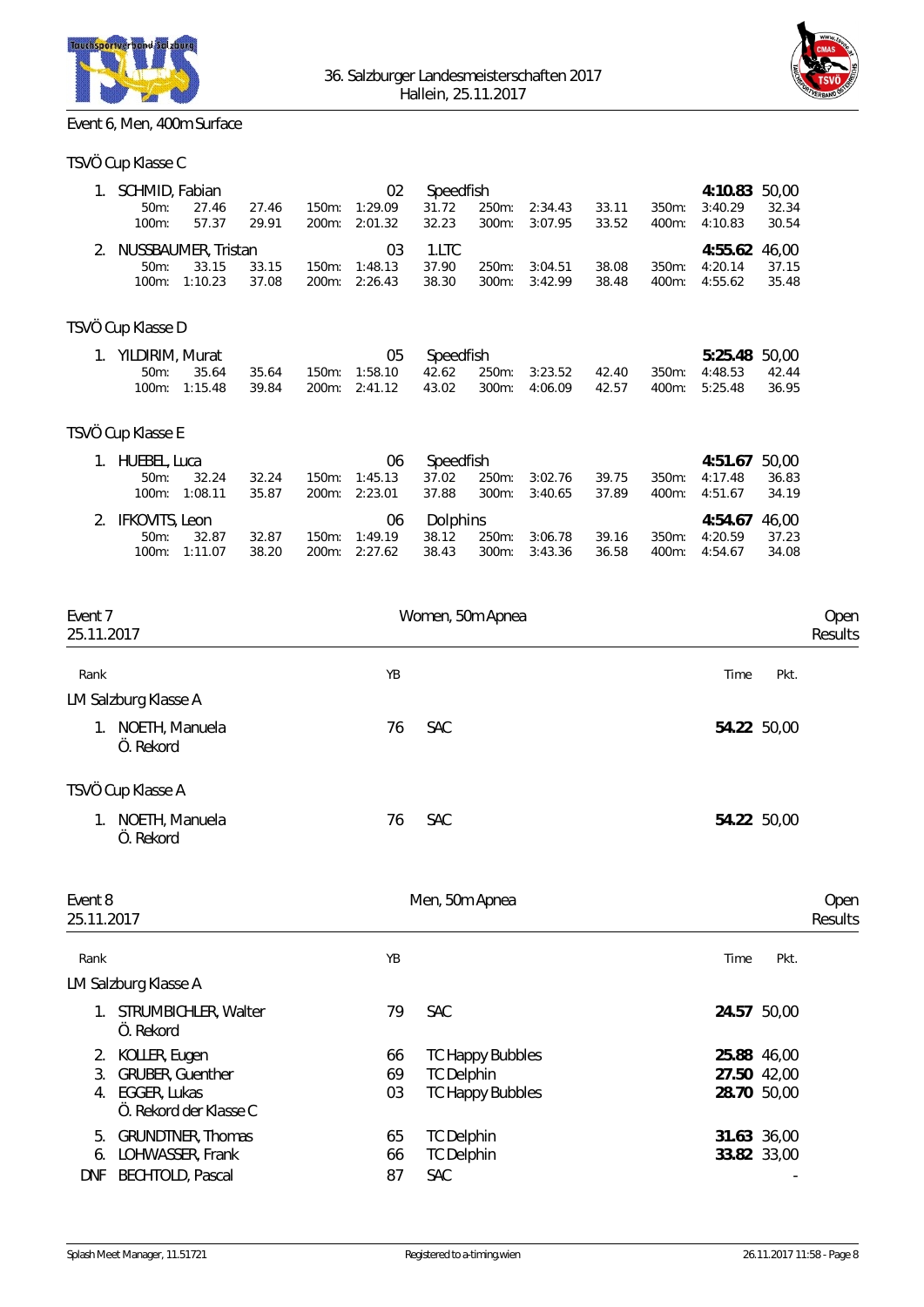## Event 6, Men, 400m Surface

### TSVÖ Cup Klasse C

| Rank | Name | YB | Club | Time | Pkt. |
|---|---|---|---|---|---|
| 1. | SCHMID, Fabian | 02 | Speedfish | **4:10.83** | 50,00 |

| | | | | | | | | | |
|---|---|---|---|---|---|---|---|---|---|
| 50m: | 27.46 | 27.46 | 150m: 1:29.09 | 31.72 | 250m: 2:34.43 | 33.11 | 350m: 3:40.29 | 32.34 |
| 100m: | 57.37 | 29.91 | 200m: 2:01.32 | 32.23 | 300m: 3:07.95 | 33.52 | 400m: 4:10.83 | 30.54 |

| Rank | Name | YB | Club | Time | Pkt. |
|---|---|---|---|---|---|
| 2. | NUSSBAUMER, Tristan | 03 | 1.LTC | **4:55.62** | 46,00 |

| | | | | | | | | |
|---|---|---|---|---|---|---|---|---|
| 50m: | 33.15 | 33.15 | 150m: 1:48.13 | 37.90 | 250m: 3:04.51 | 38.08 | 350m: 4:20.14 | 37.15 |
| 100m: | 1:10.23 | 37.08 | 200m: 2:26.43 | 38.30 | 300m: 3:42.99 | 38.48 | 400m: 4:55.62 | 35.48 |

### TSVÖ Cup Klasse D

| Rank | Name | YB | Club | Time | Pkt. |
|---|---|---|---|---|---|
| 1. | YILDIRIM, Murat | 05 | Speedfish | **5:25.48** | 50,00 |

| | | | | | | | | |
|---|---|---|---|---|---|---|---|---|
| 50m: | 35.64 | 35.64 | 150m: 1:58.10 | 42.62 | 250m: 3:23.52 | 42.40 | 350m: 4:48.53 | 42.44 |
| 100m: | 1:15.48 | 39.84 | 200m: 2:41.12 | 43.02 | 300m: 4:06.09 | 42.57 | 400m: 5:25.48 | 36.95 |

### TSVÖ Cup Klasse E

| Rank | Name | YB | Club | Time | Pkt. |
|---|---|---|---|---|---|
| 1. | HUEBEL, Luca | 06 | Speedfish | **4:51.67** | 50,00 |

| | | | | | | | | |
|---|---|---|---|---|---|---|---|---|
| 50m: | 32.24 | 32.24 | 150m: 1:45.13 | 37.02 | 250m: 3:02.76 | 39.75 | 350m: 4:17.48 | 36.83 |
| 100m: | 1:08.11 | 35.87 | 200m: 2:23.01 | 37.88 | 300m: 3:40.65 | 37.89 | 400m: 4:51.67 | 34.19 |

| Rank | Name | YB | Club | Time | Pkt. |
|---|---|---|---|---|---|
| 2. | IFKOVITS, Leon | 06 | Dolphins | **4:54.67** | 46,00 |

| | | | | | | | | |
|---|---|---|---|---|---|---|---|---|
| 50m: | 32.87 | 32.87 | 150m: 1:49.19 | 38.12 | 250m: 3:06.78 | 39.16 | 350m: 4:20.59 | 37.23 |
| 100m: | 1:11.07 | 38.20 | 200m: 2:27.62 | 38.43 | 300m: 3:43.36 | 36.58 | 400m: 4:54.67 | 34.08 |

## Event 7 — Women, 50m Apnea — Open Results

25.11.2017

| Rank | Name | YB | Club | Time | Pkt. |
|---|---|---|---|---|---|
| **LM Salzburg Klasse A** | | | | | |
| 1. | NOETH, Manuela<br>Ö. Rekord | 76 | SAC | **54.22** | 50,00 |
| **TSVÖ Cup Klasse A** | | | | | |
| 1. | NOETH, Manuela<br>Ö. Rekord | 76 | SAC | **54.22** | 50,00 |

## Event 8 — Men, 50m Apnea — Open Results

25.11.2017

| Rank | Name | YB | Club | Time | Pkt. |
|---|---|---|---|---|---|
| **LM Salzburg Klasse A** | | | | | |
| 1. | STRUMBICHLER, Walter<br>Ö. Rekord | 79 | SAC | **24.57** | 50,00 |
| 2. | KOLLER, Eugen | 66 | TC Happy Bubbles | **25.88** | 46,00 |
| 3. | GRUBER, Guenther | 69 | TC Delphin | **27.50** | 42,00 |
| 4. | EGGER, Lukas<br>Ö. Rekord der Klasse C | 03 | TC Happy Bubbles | **28.70** | 50,00 |
| 5. | GRUNDTNER, Thomas | 65 | TC Delphin | **31.63** | 36,00 |
| 6. | LOHWASSER, Frank | 66 | TC Delphin | **33.82** | 33,00 |
| DNF | BECHTOLD, Pascal | 87 | SAC | | - |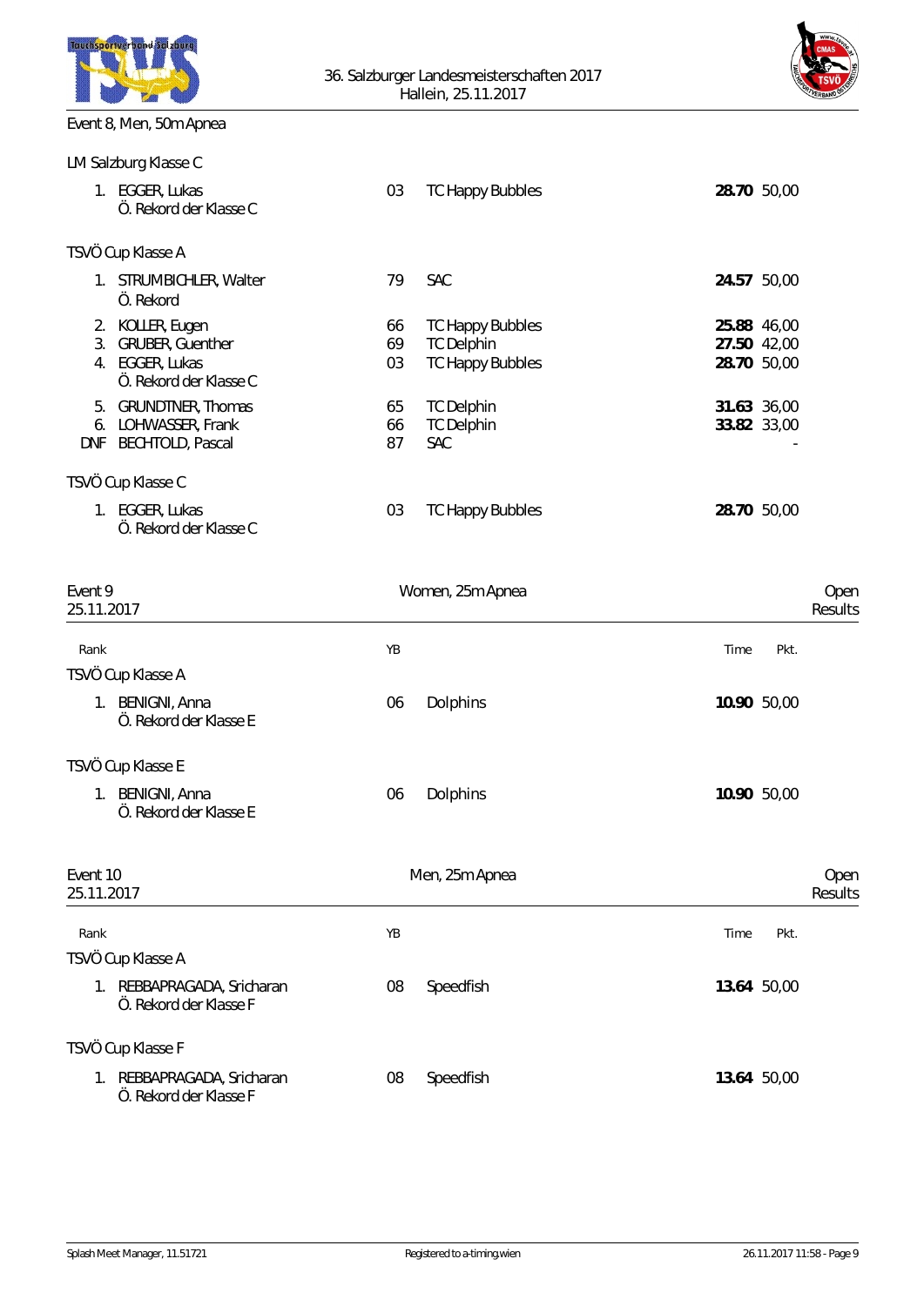36. Salzburger Landesmeisterschaften 2017
Hallein, 25.11.2017

Event 8, Men, 50m Apnea

LM Salzburg Klasse C

| Rank | Name | YB | Club | Time | Pkt. |
|---|---|---|---|---|---|
| 1. | EGGER, Lukas<br>Ö. Rekord der Klasse C | 03 | TC Happy Bubbles | **28.70** | 50,00 |

TSVÖ Cup Klasse A

| Rank | Name | YB | Club | Time | Pkt. |
|---|---|---|---|---|---|
| 1. | STRUMBICHLER, Walter<br>Ö. Rekord | 79 | SAC | **24.57** | 50,00 |
| 2. | KOLLER, Eugen | 66 | TC Happy Bubbles | **25.88** | 46,00 |
| 3. | GRUBER, Guenther | 69 | TC Delphin | **27.50** | 42,00 |
| 4. | EGGER, Lukas<br>Ö. Rekord der Klasse C | 03 | TC Happy Bubbles | **28.70** | 50,00 |
| 5. | GRUNDTNER, Thomas | 65 | TC Delphin | **31.63** | 36,00 |
| 6. | LOHWASSER, Frank | 66 | TC Delphin | **33.82** | 33,00 |
| DNF | BECHTOLD, Pascal | 87 | SAC | | - |

TSVÖ Cup Klasse C

| Rank | Name | YB | Club | Time | Pkt. |
|---|---|---|---|---|---|
| 1. | EGGER, Lukas<br>Ö. Rekord der Klasse C | 03 | TC Happy Bubbles | **28.70** | 50,00 |

## Event 9 — Women, 25m Apnea — Open Results

25.11.2017

TSVÖ Cup Klasse A

| Rank | Name | YB | Club | Time | Pkt. |
|---|---|---|---|---|---|
| 1. | BENIGNI, Anna<br>Ö. Rekord der Klasse E | 06 | Dolphins | **10.90** | 50,00 |

TSVÖ Cup Klasse E

| Rank | Name | YB | Club | Time | Pkt. |
|---|---|---|---|---|---|
| 1. | BENIGNI, Anna<br>Ö. Rekord der Klasse E | 06 | Dolphins | **10.90** | 50,00 |

## Event 10 — Men, 25m Apnea — Open Results

25.11.2017

TSVÖ Cup Klasse A

| Rank | Name | YB | Club | Time | Pkt. |
|---|---|---|---|---|---|
| 1. | REBBAPRAGADA, Sricharan<br>Ö. Rekord der Klasse F | 08 | Speedfish | **13.64** | 50,00 |

TSVÖ Cup Klasse F

| Rank | Name | YB | Club | Time | Pkt. |
|---|---|---|---|---|---|
| 1. | REBBAPRAGADA, Sricharan<br>Ö. Rekord der Klasse F | 08 | Speedfish | **13.64** | 50,00 |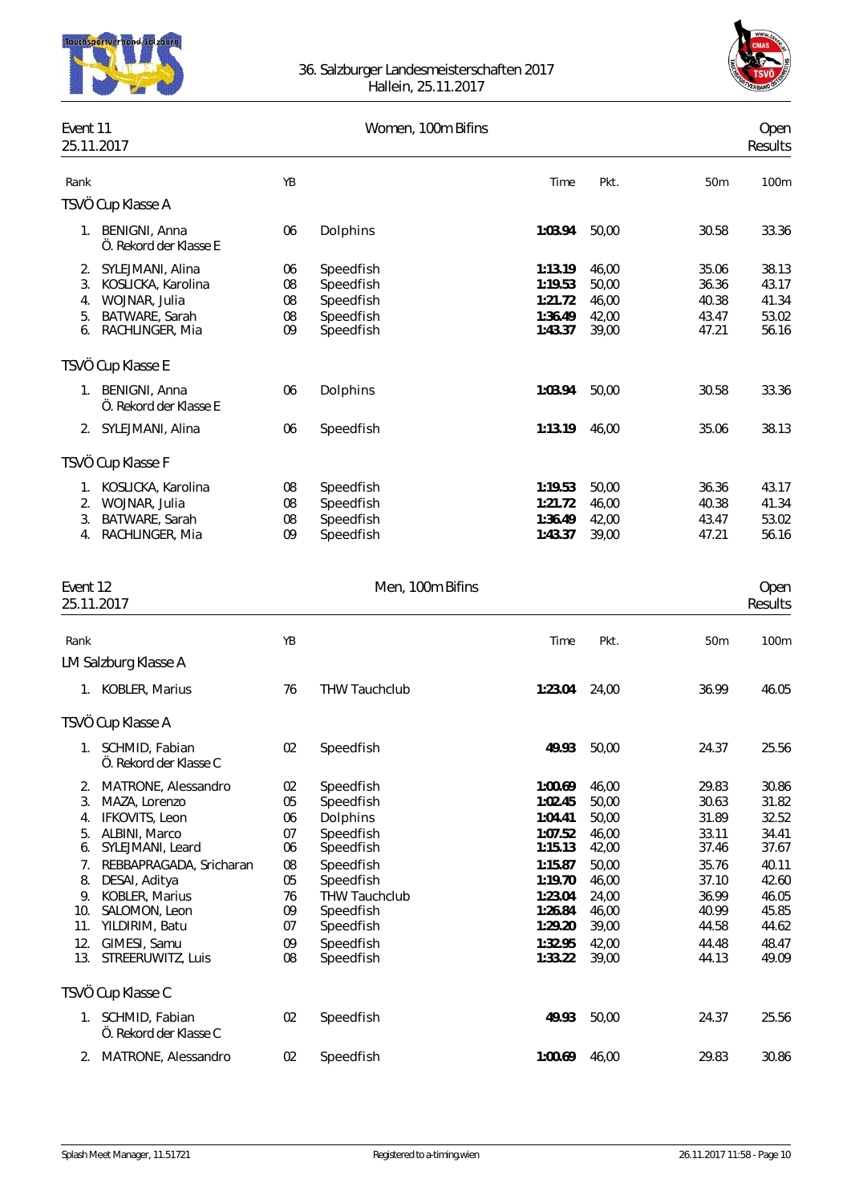36. Salzburger Landesmeisterschaften 2017
Hallein, 25.11.2017

## Event 11 — Women, 100m Bifins — Open Results
25.11.2017

| Rank | | YB | | Time | Pkt. | 50m | 100m |
|---|---|---|---|---|---|---|---|
| **TSVÖ Cup Klasse A** | | | | | | | |
| 1. | BENIGNI, Anna<br>Ö. Rekord der Klasse E | 06 | Dolphins | **1:03.94** | 50,00 | 30.58 | 33.36 |
| 2. | SYLEJMANI, Alina | 06 | Speedfish | **1:13.19** | 46,00 | 35.06 | 38.13 |
| 3. | KOSLICKA, Karolina | 08 | Speedfish | **1:19.53** | 50,00 | 36.36 | 43.17 |
| 4. | WOJNAR, Julia | 08 | Speedfish | **1:21.72** | 46,00 | 40.38 | 41.34 |
| 5. | BATWARE, Sarah | 08 | Speedfish | **1:36.49** | 42,00 | 43.47 | 53.02 |
| 6. | RACHLINGER, Mia | 09 | Speedfish | **1:43.37** | 39,00 | 47.21 | 56.16 |
| **TSVÖ Cup Klasse E** | | | | | | | |
| 1. | BENIGNI, Anna<br>Ö. Rekord der Klasse E | 06 | Dolphins | **1:03.94** | 50,00 | 30.58 | 33.36 |
| 2. | SYLEJMANI, Alina | 06 | Speedfish | **1:13.19** | 46,00 | 35.06 | 38.13 |
| **TSVÖ Cup Klasse F** | | | | | | | |
| 1. | KOSLICKA, Karolina | 08 | Speedfish | **1:19.53** | 50,00 | 36.36 | 43.17 |
| 2. | WOJNAR, Julia | 08 | Speedfish | **1:21.72** | 46,00 | 40.38 | 41.34 |
| 3. | BATWARE, Sarah | 08 | Speedfish | **1:36.49** | 42,00 | 43.47 | 53.02 |
| 4. | RACHLINGER, Mia | 09 | Speedfish | **1:43.37** | 39,00 | 47.21 | 56.16 |

## Event 12 — Men, 100m Bifins — Open Results
25.11.2017

| Rank | | YB | | Time | Pkt. | 50m | 100m |
|---|---|---|---|---|---|---|---|
| **LM Salzburg Klasse A** | | | | | | | |
| 1. | KOBLER, Marius | 76 | THW Tauchclub | **1:23.04** | 24,00 | 36.99 | 46.05 |
| **TSVÖ Cup Klasse A** | | | | | | | |
| 1. | SCHMID, Fabian<br>Ö. Rekord der Klasse C | 02 | Speedfish | **49.93** | 50,00 | 24.37 | 25.56 |
| 2. | MATRONE, Alessandro | 02 | Speedfish | **1:00.69** | 46,00 | 29.83 | 30.86 |
| 3. | MAZA, Lorenzo | 05 | Speedfish | **1:02.45** | 50,00 | 30.63 | 31.82 |
| 4. | IFKOVITS, Leon | 06 | Dolphins | **1:04.41** | 50,00 | 31.89 | 32.52 |
| 5. | ALBINI, Marco | 07 | Speedfish | **1:07.52** | 46,00 | 33.11 | 34.41 |
| 6. | SYLEJMANI, Leard | 06 | Speedfish | **1:15.13** | 42,00 | 37.46 | 37.67 |
| 7. | REBBAPRAGADA, Sricharan | 08 | Speedfish | **1:15.87** | 50,00 | 35.76 | 40.11 |
| 8. | DESAI, Aditya | 05 | Speedfish | **1:19.70** | 46,00 | 37.10 | 42.60 |
| 9. | KOBLER, Marius | 76 | THW Tauchclub | **1:23.04** | 24,00 | 36.99 | 46.05 |
| 10. | SALOMON, Leon | 09 | Speedfish | **1:26.84** | 46,00 | 40.99 | 45.85 |
| 11. | YILDIRIM, Batu | 07 | Speedfish | **1:29.20** | 39,00 | 44.58 | 44.62 |
| 12. | GIMESI, Samu | 09 | Speedfish | **1:32.95** | 42,00 | 44.48 | 48.47 |
| 13. | STREERUWITZ, Luis | 08 | Speedfish | **1:33.22** | 39,00 | 44.13 | 49.09 |
| **TSVÖ Cup Klasse C** | | | | | | | |
| 1. | SCHMID, Fabian<br>Ö. Rekord der Klasse C | 02 | Speedfish | **49.93** | 50,00 | 24.37 | 25.56 |
| 2. | MATRONE, Alessandro | 02 | Speedfish | **1:00.69** | 46,00 | 29.83 | 30.86 |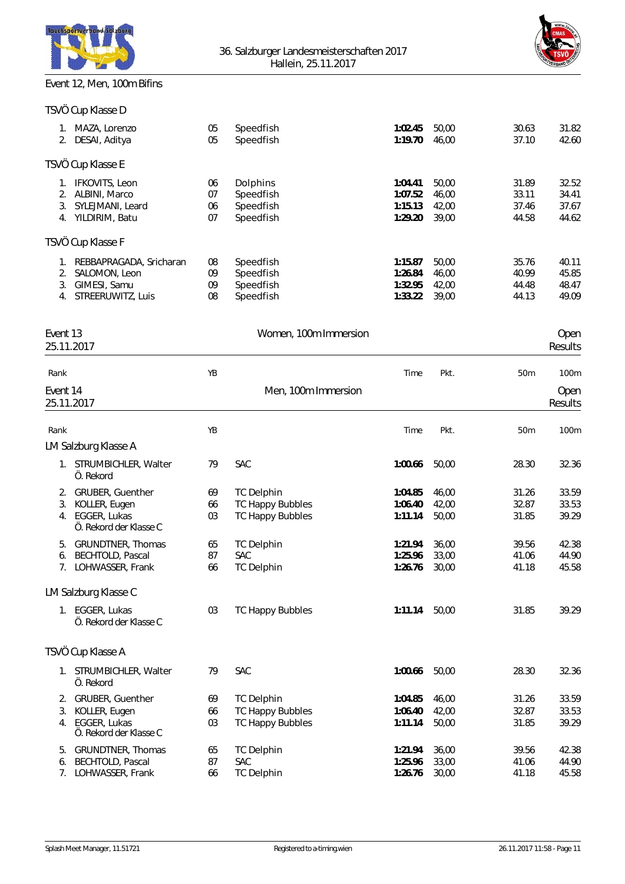Event 12, Men, 100m Bifins

TSVÖ Cup Klasse D

| Rank | Name | YB | Club | Time | Pkt. | 50m | 100m |
|---|---|---|---|---|---|---|---|
| 1. | MAZA, Lorenzo | 05 | Speedfish | **1:02.45** | 50,00 | 30.63 | 31.82 |
| 2. | DESAI, Aditya | 05 | Speedfish | **1:19.70** | 46,00 | 37.10 | 42.60 |

TSVÖ Cup Klasse E

| Rank | Name | YB | Club | Time | Pkt. | 50m | 100m |
|---|---|---|---|---|---|---|---|
| 1. | IFKOVITS, Leon | 06 | Dolphins | **1:04.41** | 50,00 | 31.89 | 32.52 |
| 2. | ALBINI, Marco | 07 | Speedfish | **1:07.52** | 46,00 | 33.11 | 34.41 |
| 3. | SYLEJMANI, Leard | 06 | Speedfish | **1:15.13** | 42,00 | 37.46 | 37.67 |
| 4. | YILDIRIM, Batu | 07 | Speedfish | **1:29.20** | 39,00 | 44.58 | 44.62 |

TSVÖ Cup Klasse F

| Rank | Name | YB | Club | Time | Pkt. | 50m | 100m |
|---|---|---|---|---|---|---|---|
| 1. | REBBAPRAGADA, Sricharan | 08 | Speedfish | **1:15.87** | 50,00 | 35.76 | 40.11 |
| 2. | SALOMON, Leon | 09 | Speedfish | **1:26.84** | 46,00 | 40.99 | 45.85 |
| 3. | GIMESI, Samu | 09 | Speedfish | **1:32.95** | 42,00 | 44.48 | 48.47 |
| 4. | STREERUWITZ, Luis | 08 | Speedfish | **1:33.22** | 39,00 | 44.13 | 49.09 |

## Event 13 — Women, 100m Immersion — Open Results

25.11.2017

| Rank | | YB | | Time | Pkt. | 50m | 100m |
|---|---|---|---|---|---|---|---|

## Event 14 — Men, 100m Immersion — Open Results

25.11.2017

LM Salzburg Klasse A

| Rank | Name | YB | Club | Time | Pkt. | 50m | 100m |
|---|---|---|---|---|---|---|---|
| 1. | STRUMBICHLER, Walter<br>Ö. Rekord | 79 | SAC | **1:00.66** | 50,00 | 28.30 | 32.36 |
| 2. | GRUBER, Guenther | 69 | TC Delphin | **1:04.85** | 46,00 | 31.26 | 33.59 |
| 3. | KOLLER, Eugen | 66 | TC Happy Bubbles | **1:06.40** | 42,00 | 32.87 | 33.53 |
| 4. | EGGER, Lukas<br>Ö. Rekord der Klasse C | 03 | TC Happy Bubbles | **1:11.14** | 50,00 | 31.85 | 39.29 |
| 5. | GRUNDTNER, Thomas | 65 | TC Delphin | **1:21.94** | 36,00 | 39.56 | 42.38 |
| 6. | BECHTOLD, Pascal | 87 | SAC | **1:25.96** | 33,00 | 41.06 | 44.90 |
| 7. | LOHWASSER, Frank | 66 | TC Delphin | **1:26.76** | 30,00 | 41.18 | 45.58 |

LM Salzburg Klasse C

| Rank | Name | YB | Club | Time | Pkt. | 50m | 100m |
|---|---|---|---|---|---|---|---|
| 1. | EGGER, Lukas<br>Ö. Rekord der Klasse C | 03 | TC Happy Bubbles | **1:11.14** | 50,00 | 31.85 | 39.29 |

TSVÖ Cup Klasse A

| Rank | Name | YB | Club | Time | Pkt. | 50m | 100m |
|---|---|---|---|---|---|---|---|
| 1. | STRUMBICHLER, Walter<br>Ö. Rekord | 79 | SAC | **1:00.66** | 50,00 | 28.30 | 32.36 |
| 2. | GRUBER, Guenther | 69 | TC Delphin | **1:04.85** | 46,00 | 31.26 | 33.59 |
| 3. | KOLLER, Eugen | 66 | TC Happy Bubbles | **1:06.40** | 42,00 | 32.87 | 33.53 |
| 4. | EGGER, Lukas<br>Ö. Rekord der Klasse C | 03 | TC Happy Bubbles | **1:11.14** | 50,00 | 31.85 | 39.29 |
| 5. | GRUNDTNER, Thomas | 65 | TC Delphin | **1:21.94** | 36,00 | 39.56 | 42.38 |
| 6. | BECHTOLD, Pascal | 87 | SAC | **1:25.96** | 33,00 | 41.06 | 44.90 |
| 7. | LOHWASSER, Frank | 66 | TC Delphin | **1:26.76** | 30,00 | 41.18 | 45.58 |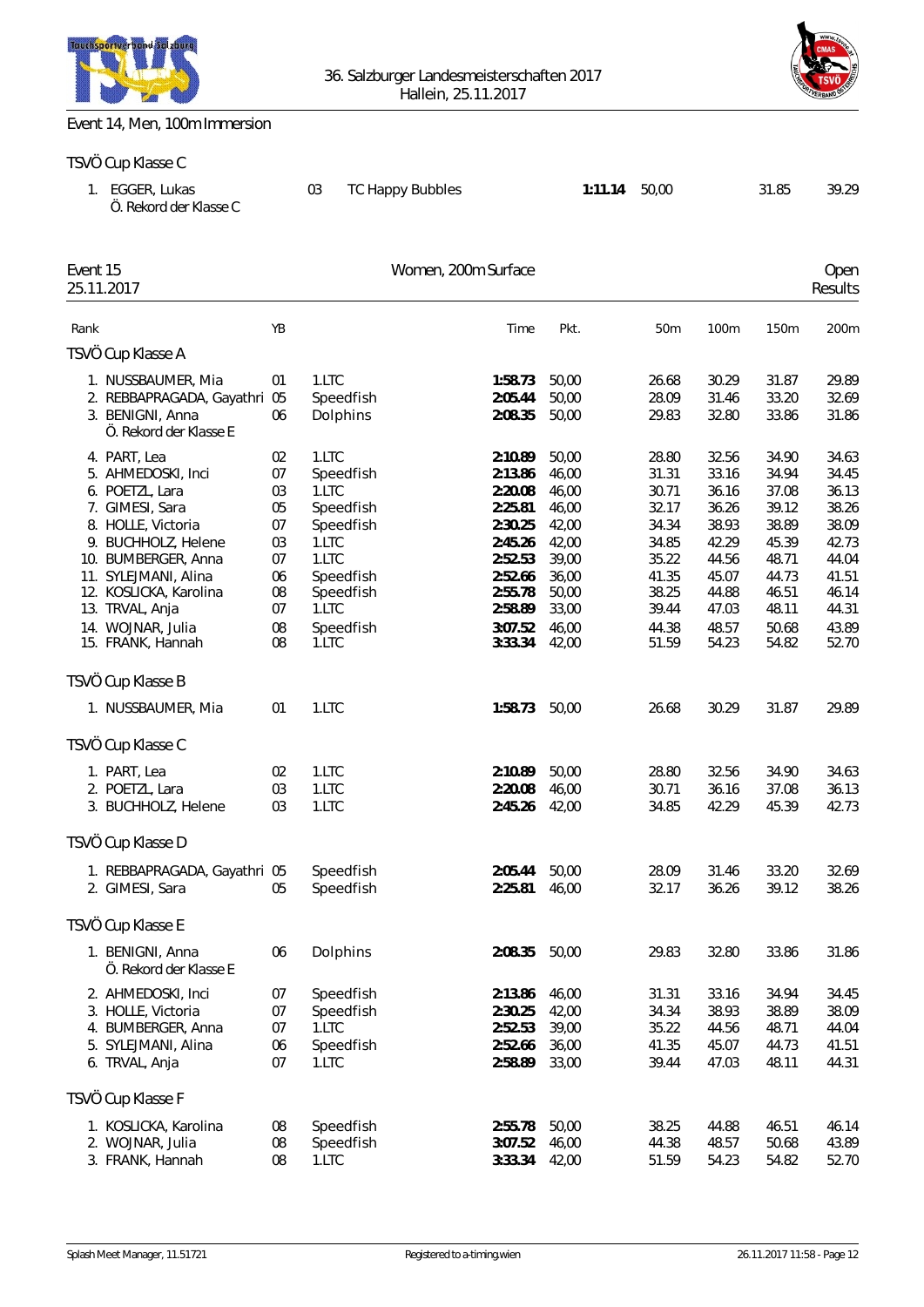Event 14, Men, 100m Immersion

TSVÖ Cup Klasse C

| Rank | Name | YB | Club | Time | Pkt. | 50m | 100m |
|---|---|---|---|---|---|---|---|
| 1. | EGGER, Lukas<br>Ö. Rekord der Klasse C | 03 | TC Happy Bubbles | **1:11.14** | 50,00 | 31.85 | 39.29 |

## Event 15 — Women, 200m Surface — Open

25.11.2017 — Results

### TSVÖ Cup Klasse A

| Rank | Name | YB | Club | Time | Pkt. | 50m | 100m | 150m | 200m |
|---|---|---|---|---|---|---|---|---|---|
| 1. | NUSSBAUMER, Mia | 01 | 1.LTC | **1:58.73** | 50,00 | 26.68 | 30.29 | 31.87 | 29.89 |
| 2. | REBBAPRAGADA, Gayathri | 05 | Speedfish | **2:05.44** | 50,00 | 28.09 | 31.46 | 33.20 | 32.69 |
| 3. | BENIGNI, Anna<br>Ö. Rekord der Klasse E | 06 | Dolphins | **2:08.35** | 50,00 | 29.83 | 32.80 | 33.86 | 31.86 |
| 4. | PART, Lea | 02 | 1.LTC | **2:10.89** | 50,00 | 28.80 | 32.56 | 34.90 | 34.63 |
| 5. | AHMEDOSKI, Inci | 07 | Speedfish | **2:13.86** | 46,00 | 31.31 | 33.16 | 34.94 | 34.45 |
| 6. | POETZL, Lara | 03 | 1.LTC | **2:20.08** | 46,00 | 30.71 | 36.16 | 37.08 | 36.13 |
| 7. | GIMESI, Sara | 05 | Speedfish | **2:25.81** | 46,00 | 32.17 | 36.26 | 39.12 | 38.26 |
| 8. | HOLLE, Victoria | 07 | Speedfish | **2:30.25** | 42,00 | 34.34 | 38.93 | 38.89 | 38.09 |
| 9. | BUCHHOLZ, Helene | 03 | 1.LTC | **2:45.26** | 42,00 | 34.85 | 42.29 | 45.39 | 42.73 |
| 10. | BUMBERGER, Anna | 07 | 1.LTC | **2:52.53** | 39,00 | 35.22 | 44.56 | 48.71 | 44.04 |
| 11. | SYLEJMANI, Alina | 06 | Speedfish | **2:52.66** | 36,00 | 41.35 | 45.07 | 44.73 | 41.51 |
| 12. | KOSLICKA, Karolina | 08 | Speedfish | **2:55.78** | 50,00 | 38.25 | 44.88 | 46.51 | 46.14 |
| 13. | TRVAL, Anja | 07 | 1.LTC | **2:58.89** | 33,00 | 39.44 | 47.03 | 48.11 | 44.31 |
| 14. | WOJNAR, Julia | 08 | Speedfish | **3:07.52** | 46,00 | 44.38 | 48.57 | 50.68 | 43.89 |
| 15. | FRANK, Hannah | 08 | 1.LTC | **3:33.34** | 42,00 | 51.59 | 54.23 | 54.82 | 52.70 |

### TSVÖ Cup Klasse B

| Rank | Name | YB | Club | Time | Pkt. | 50m | 100m | 150m | 200m |
|---|---|---|---|---|---|---|---|---|---|
| 1. | NUSSBAUMER, Mia | 01 | 1.LTC | **1:58.73** | 50,00 | 26.68 | 30.29 | 31.87 | 29.89 |

### TSVÖ Cup Klasse C

| Rank | Name | YB | Club | Time | Pkt. | 50m | 100m | 150m | 200m |
|---|---|---|---|---|---|---|---|---|---|
| 1. | PART, Lea | 02 | 1.LTC | **2:10.89** | 50,00 | 28.80 | 32.56 | 34.90 | 34.63 |
| 2. | POETZL, Lara | 03 | 1.LTC | **2:20.08** | 46,00 | 30.71 | 36.16 | 37.08 | 36.13 |
| 3. | BUCHHOLZ, Helene | 03 | 1.LTC | **2:45.26** | 42,00 | 34.85 | 42.29 | 45.39 | 42.73 |

### TSVÖ Cup Klasse D

| Rank | Name | YB | Club | Time | Pkt. | 50m | 100m | 150m | 200m |
|---|---|---|---|---|---|---|---|---|---|
| 1. | REBBAPRAGADA, Gayathri | 05 | Speedfish | **2:05.44** | 50,00 | 28.09 | 31.46 | 33.20 | 32.69 |
| 2. | GIMESI, Sara | 05 | Speedfish | **2:25.81** | 46,00 | 32.17 | 36.26 | 39.12 | 38.26 |

### TSVÖ Cup Klasse E

| Rank | Name | YB | Club | Time | Pkt. | 50m | 100m | 150m | 200m |
|---|---|---|---|---|---|---|---|---|---|
| 1. | BENIGNI, Anna<br>Ö. Rekord der Klasse E | 06 | Dolphins | **2:08.35** | 50,00 | 29.83 | 32.80 | 33.86 | 31.86 |
| 2. | AHMEDOSKI, Inci | 07 | Speedfish | **2:13.86** | 46,00 | 31.31 | 33.16 | 34.94 | 34.45 |
| 3. | HOLLE, Victoria | 07 | Speedfish | **2:30.25** | 42,00 | 34.34 | 38.93 | 38.89 | 38.09 |
| 4. | BUMBERGER, Anna | 07 | 1.LTC | **2:52.53** | 39,00 | 35.22 | 44.56 | 48.71 | 44.04 |
| 5. | SYLEJMANI, Alina | 06 | Speedfish | **2:52.66** | 36,00 | 41.35 | 45.07 | 44.73 | 41.51 |
| 6. | TRVAL, Anja | 07 | 1.LTC | **2:58.89** | 33,00 | 39.44 | 47.03 | 48.11 | 44.31 |

### TSVÖ Cup Klasse F

| Rank | Name | YB | Club | Time | Pkt. | 50m | 100m | 150m | 200m |
|---|---|---|---|---|---|---|---|---|---|
| 1. | KOSLICKA, Karolina | 08 | Speedfish | **2:55.78** | 50,00 | 38.25 | 44.88 | 46.51 | 46.14 |
| 2. | WOJNAR, Julia | 08 | Speedfish | **3:07.52** | 46,00 | 44.38 | 48.57 | 50.68 | 43.89 |
| 3. | FRANK, Hannah | 08 | 1.LTC | **3:33.34** | 42,00 | 51.59 | 54.23 | 54.82 | 52.70 |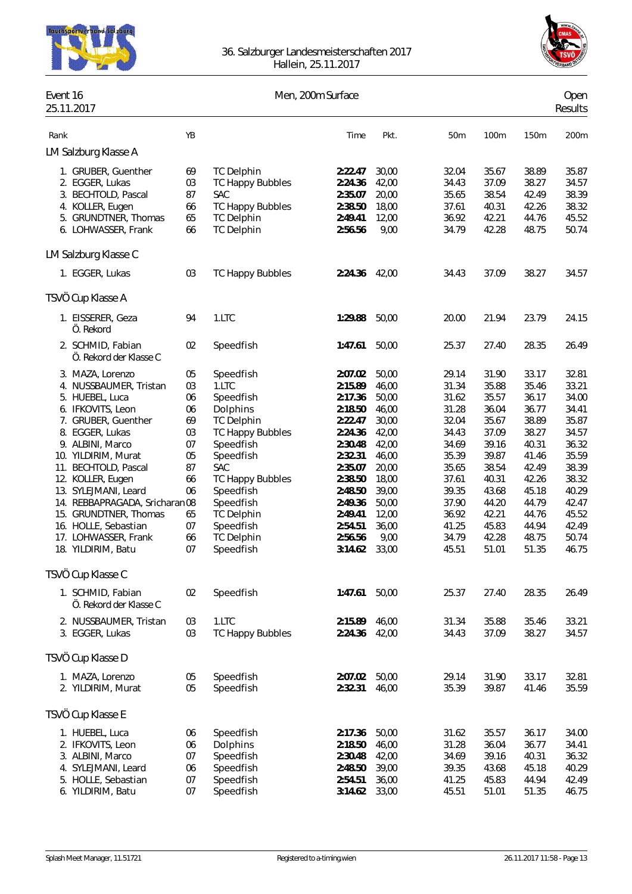36. Salzburger Landesmeisterschaften 2017
Hallein, 25.11.2017

Event 16 — Men, 200m Surface — Open
25.11.2017 — Results

| Rank | Name | YB | Club | Time | Pkt. | 50m | 100m | 150m | 200m |
|---|---|---|---|---|---|---|---|---|---|
| **LM Salzburg Klasse A** | | | | | | | | | |
| 1. | GRUBER, Guenther | 69 | TC Delphin | **2:22.47** | 30,00 | 32.04 | 35.67 | 38.89 | 35.87 |
| 2. | EGGER, Lukas | 03 | TC Happy Bubbles | **2:24.36** | 42,00 | 34.43 | 37.09 | 38.27 | 34.57 |
| 3. | BECHTOLD, Pascal | 87 | SAC | **2:35.07** | 20,00 | 35.65 | 38.54 | 42.49 | 38.39 |
| 4. | KOLLER, Eugen | 66 | TC Happy Bubbles | **2:38.50** | 18,00 | 37.61 | 40.31 | 42.26 | 38.32 |
| 5. | GRUNDTNER, Thomas | 65 | TC Delphin | **2:49.41** | 12,00 | 36.92 | 42.21 | 44.76 | 45.52 |
| 6. | LOHWASSER, Frank | 66 | TC Delphin | **2:56.56** | 9,00 | 34.79 | 42.28 | 48.75 | 50.74 |
| **LM Salzburg Klasse C** | | | | | | | | | |
| 1. | EGGER, Lukas | 03 | TC Happy Bubbles | **2:24.36** | 42,00 | 34.43 | 37.09 | 38.27 | 34.57 |
| **TSVÖ Cup Klasse A** | | | | | | | | | |
| 1. | EISSERER, Geza<br>Ö. Rekord | 94 | 1.LTC | **1:29.88** | 50,00 | 20.00 | 21.94 | 23.79 | 24.15 |
| 2. | SCHMID, Fabian<br>Ö. Rekord der Klasse C | 02 | Speedfish | **1:47.61** | 50,00 | 25.37 | 27.40 | 28.35 | 26.49 |
| 3. | MAZA, Lorenzo | 05 | Speedfish | **2:07.02** | 50,00 | 29.14 | 31.90 | 33.17 | 32.81 |
| 4. | NUSSBAUMER, Tristan | 03 | 1.LTC | **2:15.89** | 46,00 | 31.34 | 35.88 | 35.46 | 33.21 |
| 5. | HUEBEL, Luca | 06 | Speedfish | **2:17.36** | 50,00 | 31.62 | 35.57 | 36.17 | 34.00 |
| 6. | IFKOVITS, Leon | 06 | Dolphins | **2:18.50** | 46,00 | 31.28 | 36.04 | 36.77 | 34.41 |
| 7. | GRUBER, Guenther | 69 | TC Delphin | **2:22.47** | 30,00 | 32.04 | 35.67 | 38.89 | 35.87 |
| 8. | EGGER, Lukas | 03 | TC Happy Bubbles | **2:24.36** | 42,00 | 34.43 | 37.09 | 38.27 | 34.57 |
| 9. | ALBINI, Marco | 07 | Speedfish | **2:30.48** | 42,00 | 34.69 | 39.16 | 40.31 | 36.32 |
| 10. | YILDIRIM, Murat | 05 | Speedfish | **2:32.31** | 46,00 | 35.39 | 39.87 | 41.46 | 35.59 |
| 11. | BECHTOLD, Pascal | 87 | SAC | **2:35.07** | 20,00 | 35.65 | 38.54 | 42.49 | 38.39 |
| 12. | KOLLER, Eugen | 66 | TC Happy Bubbles | **2:38.50** | 18,00 | 37.61 | 40.31 | 42.26 | 38.32 |
| 13. | SYLEJMANI, Leard | 06 | Speedfish | **2:48.50** | 39,00 | 39.35 | 43.68 | 45.18 | 40.29 |
| 14. | REBBAPRAGADA, Sricharan | 08 | Speedfish | **2:49.36** | 50,00 | 37.90 | 44.20 | 44.79 | 42.47 |
| 15. | GRUNDTNER, Thomas | 65 | TC Delphin | **2:49.41** | 12,00 | 36.92 | 42.21 | 44.76 | 45.52 |
| 16. | HOLLE, Sebastian | 07 | Speedfish | **2:54.51** | 36,00 | 41.25 | 45.83 | 44.94 | 42.49 |
| 17. | LOHWASSER, Frank | 66 | TC Delphin | **2:56.56** | 9,00 | 34.79 | 42.28 | 48.75 | 50.74 |
| 18. | YILDIRIM, Batu | 07 | Speedfish | **3:14.62** | 33,00 | 45.51 | 51.01 | 51.35 | 46.75 |
| **TSVÖ Cup Klasse C** | | | | | | | | | |
| 1. | SCHMID, Fabian<br>Ö. Rekord der Klasse C | 02 | Speedfish | **1:47.61** | 50,00 | 25.37 | 27.40 | 28.35 | 26.49 |
| 2. | NUSSBAUMER, Tristan | 03 | 1.LTC | **2:15.89** | 46,00 | 31.34 | 35.88 | 35.46 | 33.21 |
| 3. | EGGER, Lukas | 03 | TC Happy Bubbles | **2:24.36** | 42,00 | 34.43 | 37.09 | 38.27 | 34.57 |
| **TSVÖ Cup Klasse D** | | | | | | | | | |
| 1. | MAZA, Lorenzo | 05 | Speedfish | **2:07.02** | 50,00 | 29.14 | 31.90 | 33.17 | 32.81 |
| 2. | YILDIRIM, Murat | 05 | Speedfish | **2:32.31** | 46,00 | 35.39 | 39.87 | 41.46 | 35.59 |
| **TSVÖ Cup Klasse E** | | | | | | | | | |
| 1. | HUEBEL, Luca | 06 | Speedfish | **2:17.36** | 50,00 | 31.62 | 35.57 | 36.17 | 34.00 |
| 2. | IFKOVITS, Leon | 06 | Dolphins | **2:18.50** | 46,00 | 31.28 | 36.04 | 36.77 | 34.41 |
| 3. | ALBINI, Marco | 07 | Speedfish | **2:30.48** | 42,00 | 34.69 | 39.16 | 40.31 | 36.32 |
| 4. | SYLEJMANI, Leard | 06 | Speedfish | **2:48.50** | 39,00 | 39.35 | 43.68 | 45.18 | 40.29 |
| 5. | HOLLE, Sebastian | 07 | Speedfish | **2:54.51** | 36,00 | 41.25 | 45.83 | 44.94 | 42.49 |
| 6. | YILDIRIM, Batu | 07 | Speedfish | **3:14.62** | 33,00 | 45.51 | 51.01 | 51.35 | 46.75 |

Splash Meet Manager, 11.51721 — Registered to a-timing.wien — 26.11.2017 11:58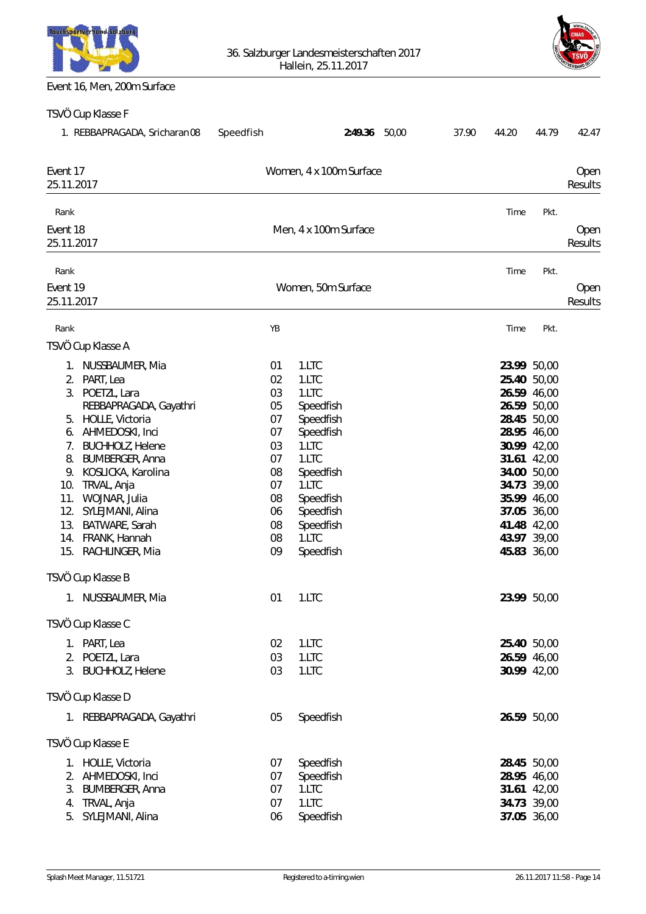Event 16, Men, 200m Surface

TSVÖ Cup Klasse F

| Rank | Name | YB | Club | Time | Pkt. | | | | |
|---|---|---|---|---|---|---|---|---|---|
| 1. | REBBAPRAGADA, Sricharan | 08 | Speedfish | **2:49.36** | 50,00 | 37.90 | 44.20 | 44.79 | 42.47 |

## Event 17 — Women, 4 x 100m Surface — Open Results

25.11.2017

| Rank | Time | Pkt. |
|---|---|---|

## Event 18 — Men, 4 x 100m Surface — Open Results

25.11.2017

| Rank | Time | Pkt. |
|---|---|---|

## Event 19 — Women, 50m Surface — Open Results

25.11.2017

TSVÖ Cup Klasse A

| Rank | Name | YB | Club | Time | Pkt. |
|---|---|---|---|---|---|
| 1. | NUSSBAUMER, Mia | 01 | 1.LTC | **23.99** | 50,00 |
| 2. | PART, Lea | 02 | 1.LTC | **25.40** | 50,00 |
| 3. | POETZL, Lara | 03 | 1.LTC | **26.59** | 46,00 |
| | REBBAPRAGADA, Gayathri | 05 | Speedfish | **26.59** | 50,00 |
| 5. | HOLLE, Victoria | 07 | Speedfish | **28.45** | 50,00 |
| 6. | AHMEDOSKI, Inci | 07 | Speedfish | **28.95** | 46,00 |
| 7. | BUCHHOLZ, Helene | 03 | 1.LTC | **30.99** | 42,00 |
| 8. | BUMBERGER, Anna | 07 | 1.LTC | **31.61** | 42,00 |
| 9. | KOSLICKA, Karolina | 08 | Speedfish | **34.00** | 50,00 |
| 10. | TRVAL, Anja | 07 | 1.LTC | **34.73** | 39,00 |
| 11. | WOJNAR, Julia | 08 | Speedfish | **35.99** | 46,00 |
| 12. | SYLEJMANI, Alina | 06 | Speedfish | **37.05** | 36,00 |
| 13. | BATWARE, Sarah | 08 | Speedfish | **41.48** | 42,00 |
| 14. | FRANK, Hannah | 08 | 1.LTC | **43.97** | 39,00 |
| 15. | RACHLINGER, Mia | 09 | Speedfish | **45.83** | 36,00 |

TSVÖ Cup Klasse B

| Rank | Name | YB | Club | Time | Pkt. |
|---|---|---|---|---|---|
| 1. | NUSSBAUMER, Mia | 01 | 1.LTC | **23.99** | 50,00 |

TSVÖ Cup Klasse C

| Rank | Name | YB | Club | Time | Pkt. |
|---|---|---|---|---|---|
| 1. | PART, Lea | 02 | 1.LTC | **25.40** | 50,00 |
| 2. | POETZL, Lara | 03 | 1.LTC | **26.59** | 46,00 |
| 3. | BUCHHOLZ, Helene | 03 | 1.LTC | **30.99** | 42,00 |

TSVÖ Cup Klasse D

| Rank | Name | YB | Club | Time | Pkt. |
|---|---|---|---|---|---|
| 1. | REBBAPRAGADA, Gayathri | 05 | Speedfish | **26.59** | 50,00 |

TSVÖ Cup Klasse E

| Rank | Name | YB | Club | Time | Pkt. |
|---|---|---|---|---|---|
| 1. | HOLLE, Victoria | 07 | Speedfish | **28.45** | 50,00 |
| 2. | AHMEDOSKI, Inci | 07 | Speedfish | **28.95** | 46,00 |
| 3. | BUMBERGER, Anna | 07 | 1.LTC | **31.61** | 42,00 |
| 4. | TRVAL, Anja | 07 | 1.LTC | **34.73** | 39,00 |
| 5. | SYLEJMANI, Alina | 06 | Speedfish | **37.05** | 36,00 |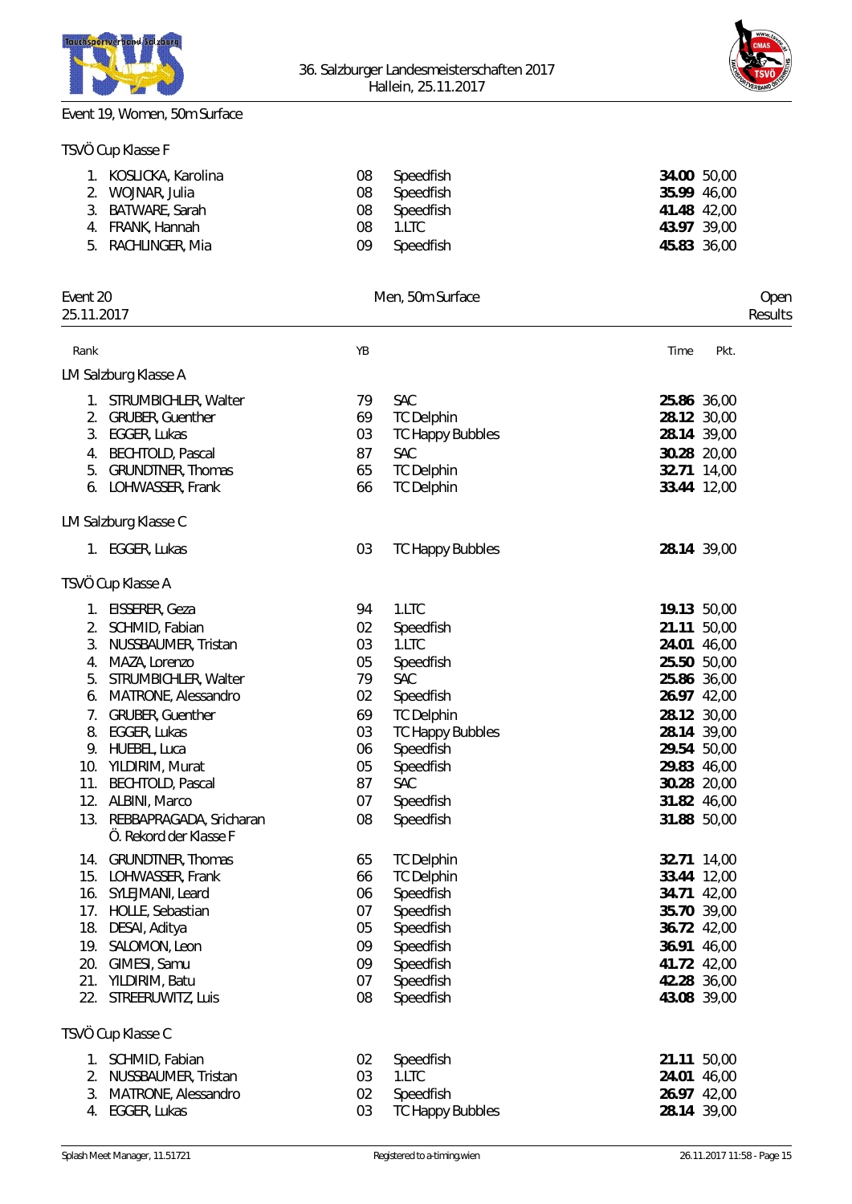Event 19, Women, 50m Surface

TSVÖ Cup Klasse F

| Rank | Name | YB | Club | Time | Pkt. |
|---|---|---|---|---|---|
| 1. | KOSLICKA, Karolina | 08 | Speedfish | **34.00** | 50,00 |
| 2. | WOJNAR, Julia | 08 | Speedfish | **35.99** | 46,00 |
| 3. | BATWARE, Sarah | 08 | Speedfish | **41.48** | 42,00 |
| 4. | FRANK, Hannah | 08 | 1.LTC | **43.97** | 39,00 |
| 5. | RACHLINGER, Mia | 09 | Speedfish | **45.83** | 36,00 |

Event 20 — Men, 50m Surface — Open
25.11.2017 — Results

LM Salzburg Klasse A

| Rank | Name | YB | Club | Time | Pkt. |
|---|---|---|---|---|---|
| 1. | STRUMBICHLER, Walter | 79 | SAC | **25.86** | 36,00 |
| 2. | GRUBER, Guenther | 69 | TC Delphin | **28.12** | 30,00 |
| 3. | EGGER, Lukas | 03 | TC Happy Bubbles | **28.14** | 39,00 |
| 4. | BECHTOLD, Pascal | 87 | SAC | **30.28** | 20,00 |
| 5. | GRUNDTNER, Thomas | 65 | TC Delphin | **32.71** | 14,00 |
| 6. | LOHWASSER, Frank | 66 | TC Delphin | **33.44** | 12,00 |

LM Salzburg Klasse C

| Rank | Name | YB | Club | Time | Pkt. |
|---|---|---|---|---|---|
| 1. | EGGER, Lukas | 03 | TC Happy Bubbles | **28.14** | 39,00 |

TSVÖ Cup Klasse A

| Rank | Name | YB | Club | Time | Pkt. |
|---|---|---|---|---|---|
| 1. | EISSERER, Geza | 94 | 1.LTC | **19.13** | 50,00 |
| 2. | SCHMID, Fabian | 02 | Speedfish | **21.11** | 50,00 |
| 3. | NUSSBAUMER, Tristan | 03 | 1.LTC | **24.01** | 46,00 |
| 4. | MAZA, Lorenzo | 05 | Speedfish | **25.50** | 50,00 |
| 5. | STRUMBICHLER, Walter | 79 | SAC | **25.86** | 36,00 |
| 6. | MATRONE, Alessandro | 02 | Speedfish | **26.97** | 42,00 |
| 7. | GRUBER, Guenther | 69 | TC Delphin | **28.12** | 30,00 |
| 8. | EGGER, Lukas | 03 | TC Happy Bubbles | **28.14** | 39,00 |
| 9. | HUEBEL, Luca | 06 | Speedfish | **29.54** | 50,00 |
| 10. | YILDIRIM, Murat | 05 | Speedfish | **29.83** | 46,00 |
| 11. | BECHTOLD, Pascal | 87 | SAC | **30.28** | 20,00 |
| 12. | ALBINI, Marco | 07 | Speedfish | **31.82** | 46,00 |
| 13. | REBBAPRAGADA, Sricharan<br>Ö. Rekord der Klasse F | 08 | Speedfish | **31.88** | 50,00 |
| 14. | GRUNDTNER, Thomas | 65 | TC Delphin | **32.71** | 14,00 |
| 15. | LOHWASSER, Frank | 66 | TC Delphin | **33.44** | 12,00 |
| 16. | SYLEJMANI, Leard | 06 | Speedfish | **34.71** | 42,00 |
| 17. | HOLLE, Sebastian | 07 | Speedfish | **35.70** | 39,00 |
| 18. | DESAI, Aditya | 05 | Speedfish | **36.72** | 42,00 |
| 19. | SALOMON, Leon | 09 | Speedfish | **36.91** | 46,00 |
| 20. | GIMESI, Samu | 09 | Speedfish | **41.72** | 42,00 |
| 21. | YILDIRIM, Batu | 07 | Speedfish | **42.28** | 36,00 |
| 22. | STREERUWITZ, Luis | 08 | Speedfish | **43.08** | 39,00 |

TSVÖ Cup Klasse C

| Rank | Name | YB | Club | Time | Pkt. |
|---|---|---|---|---|---|
| 1. | SCHMID, Fabian | 02 | Speedfish | **21.11** | 50,00 |
| 2. | NUSSBAUMER, Tristan | 03 | 1.LTC | **24.01** | 46,00 |
| 3. | MATRONE, Alessandro | 02 | Speedfish | **26.97** | 42,00 |
| 4. | EGGER, Lukas | 03 | TC Happy Bubbles | **28.14** | 39,00 |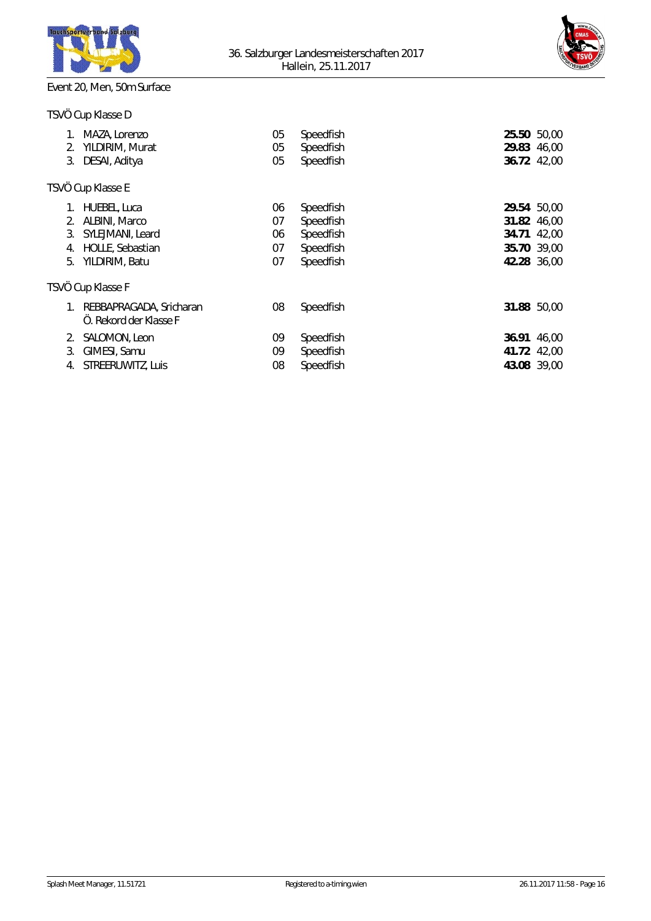36. Salzburger Landesmeisterschaften 2017
Hallein, 25.11.2017

Event 20, Men, 50m Surface

TSVÖ Cup Klasse D

| | Name | YOB | Club | Time | Points |
|---|---|---|---|---|---|
| 1. | MAZA, Lorenzo | 05 | Speedfish | **25.50** | 50,00 |
| 2. | YILDIRIM, Murat | 05 | Speedfish | **29.83** | 46,00 |
| 3. | DESAI, Aditya | 05 | Speedfish | **36.72** | 42,00 |

TSVÖ Cup Klasse E

| | Name | YOB | Club | Time | Points |
|---|---|---|---|---|---|
| 1. | HUEBEL, Luca | 06 | Speedfish | **29.54** | 50,00 |
| 2. | ALBINI, Marco | 07 | Speedfish | **31.82** | 46,00 |
| 3. | SYLEJMANI, Leard | 06 | Speedfish | **34.71** | 42,00 |
| 4. | HOLLE, Sebastian | 07 | Speedfish | **35.70** | 39,00 |
| 5. | YILDIRIM, Batu | 07 | Speedfish | **42.28** | 36,00 |

TSVÖ Cup Klasse F

| | Name | YOB | Club | Time | Points |
|---|---|---|---|---|---|
| 1. | REBBAPRAGADA, Sricharan<br>Ö. Rekord der Klasse F | 08 | Speedfish | **31.88** | 50,00 |
| 2. | SALOMON, Leon | 09 | Speedfish | **36.91** | 46,00 |
| 3. | GIMESI, Samu | 09 | Speedfish | **41.72** | 42,00 |
| 4. | STREERUWITZ, Luis | 08 | Speedfish | **43.08** | 39,00 |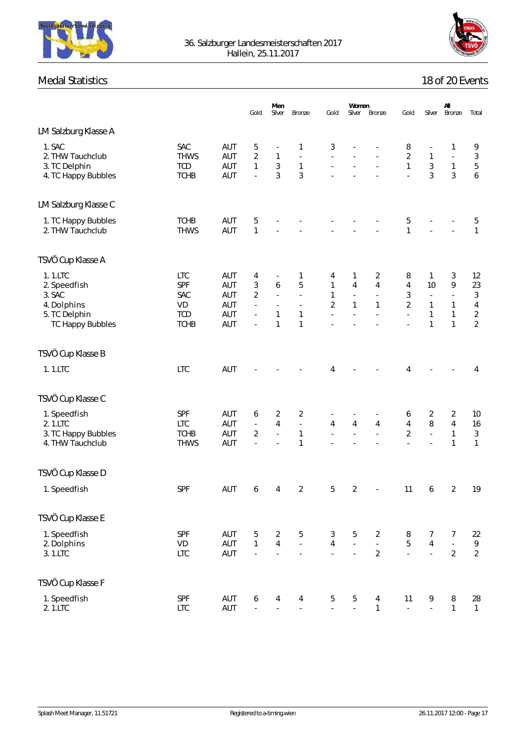36. Salzburger Landesmeisterschaften 2017
Hallein, 25.11.2017

## Medal Statistics

18 of 20 Events

| | | | Men | | | Women | | | All | | | |
|---|---|---|---|---|---|---|---|---|---|---|---|---|
| | | | Gold | Silver | Bronze | Gold | Silver | Bronze | Gold | Silver | Bronze | Total |
| **LM Salzburg Klasse A** | | | | | | | | | | | | |
| 1. SAC | SAC | AUT | 5 | - | 1 | 3 | - | - | 8 | - | 1 | 9 |
| 2. THW Tauchclub | THWS | AUT | 2 | 1 | - | - | - | - | 2 | 1 | - | 3 |
| 3. TC Delphin | TCD | AUT | 1 | 3 | 1 | - | - | - | 1 | 3 | 1 | 5 |
| 4. TC Happy Bubbles | TCHB | AUT | - | 3 | 3 | - | - | - | - | 3 | 3 | 6 |
| **LM Salzburg Klasse C** | | | | | | | | | | | | |
| 1. TC Happy Bubbles | TCHB | AUT | 5 | - | - | - | - | - | 5 | - | - | 5 |
| 2. THW Tauchclub | THWS | AUT | 1 | - | - | - | - | - | 1 | - | - | 1 |
| **TSVÖ Cup Klasse A** | | | | | | | | | | | | |
| 1. 1.LTC | LTC | AUT | 4 | - | 1 | 4 | 1 | 2 | 8 | 1 | 3 | 12 |
| 2. Speedfish | SPF | AUT | 3 | 6 | 5 | 1 | 4 | 4 | 4 | 10 | 9 | 23 |
| 3. SAC | SAC | AUT | 2 | - | - | 1 | - | - | 3 | - | - | 3 |
| 4. Dolphins | VD | AUT | - | - | - | 2 | 1 | 1 | 2 | 1 | 1 | 4 |
| 5. TC Delphin | TCD | AUT | - | 1 | 1 | - | - | - | - | 1 | 1 | 2 |
| TC Happy Bubbles | TCHB | AUT | - | 1 | 1 | - | - | - | - | 1 | 1 | 2 |
| **TSVÖ Cup Klasse B** | | | | | | | | | | | | |
| 1. 1.LTC | LTC | AUT | - | - | - | 4 | - | - | 4 | - | - | 4 |
| **TSVÖ Cup Klasse C** | | | | | | | | | | | | |
| 1. Speedfish | SPF | AUT | 6 | 2 | 2 | - | - | - | 6 | 2 | 2 | 10 |
| 2. 1.LTC | LTC | AUT | - | 4 | - | 4 | 4 | 4 | 4 | 8 | 4 | 16 |
| 3. TC Happy Bubbles | TCHB | AUT | 2 | - | 1 | - | - | - | 2 | - | 1 | 3 |
| 4. THW Tauchclub | THWS | AUT | - | - | 1 | - | - | - | - | - | 1 | 1 |
| **TSVÖ Cup Klasse D** | | | | | | | | | | | | |
| 1. Speedfish | SPF | AUT | 6 | 4 | 2 | 5 | 2 | - | 11 | 6 | 2 | 19 |
| **TSVÖ Cup Klasse E** | | | | | | | | | | | | |
| 1. Speedfish | SPF | AUT | 5 | 2 | 5 | 3 | 5 | 2 | 8 | 7 | 7 | 22 |
| 2. Dolphins | VD | AUT | 1 | 4 | - | 4 | - | - | 5 | 4 | - | 9 |
| 3. 1.LTC | LTC | AUT | - | - | - | - | - | 2 | - | - | 2 | 2 |
| **TSVÖ Cup Klasse F** | | | | | | | | | | | | |
| 1. Speedfish | SPF | AUT | 6 | 4 | 4 | 5 | 5 | 4 | 11 | 9 | 8 | 28 |
| 2. 1.LTC | LTC | AUT | - | - | - | - | - | 1 | - | - | 1 | 1 |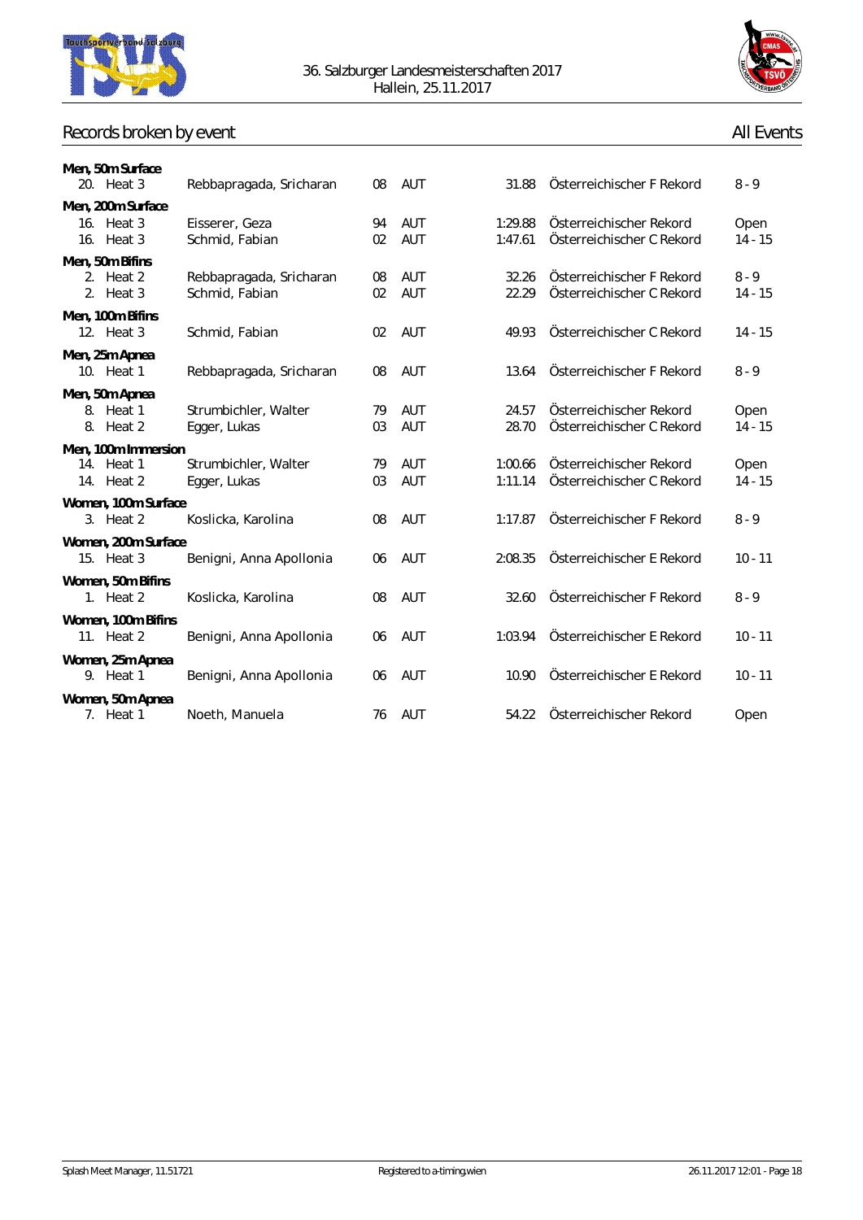36. Salzburger Landesmeisterschaften 2017
Hallein, 25.11.2017

## Records broken by event

All Events

**Men, 50m Surface**

| | | | | | | |
|---|---|---|---|---|---|---|
| 20. Heat 3 | Rebbapragada, Sricharan | 08 | AUT | 31.88 | Österreichischer F Rekord | 8 - 9 |

**Men, 200m Surface**

| | | | | | | |
|---|---|---|---|---|---|---|
| 16. Heat 3 | Eisserer, Geza | 94 | AUT | 1:29.88 | Österreichischer Rekord | Open |
| 16. Heat 3 | Schmid, Fabian | 02 | AUT | 1:47.61 | Österreichischer C Rekord | 14 - 15 |

**Men, 50m Bifins**

| | | | | | | |
|---|---|---|---|---|---|---|
| 2. Heat 2 | Rebbapragada, Sricharan | 08 | AUT | 32.26 | Österreichischer F Rekord | 8 - 9 |
| 2. Heat 3 | Schmid, Fabian | 02 | AUT | 22.29 | Österreichischer C Rekord | 14 - 15 |

**Men, 100m Bifins**

| | | | | | | |
|---|---|---|---|---|---|---|
| 12. Heat 3 | Schmid, Fabian | 02 | AUT | 49.93 | Österreichischer C Rekord | 14 - 15 |

**Men, 25m Apnea**

| | | | | | | |
|---|---|---|---|---|---|---|
| 10. Heat 1 | Rebbapragada, Sricharan | 08 | AUT | 13.64 | Österreichischer F Rekord | 8 - 9 |

**Men, 50m Apnea**

| | | | | | | |
|---|---|---|---|---|---|---|
| 8. Heat 1 | Strumbichler, Walter | 79 | AUT | 24.57 | Österreichischer Rekord | Open |
| 8. Heat 2 | Egger, Lukas | 03 | AUT | 28.70 | Österreichischer C Rekord | 14 - 15 |

**Men, 100m Immersion**

| | | | | | | |
|---|---|---|---|---|---|---|
| 14. Heat 1 | Strumbichler, Walter | 79 | AUT | 1:00.66 | Österreichischer Rekord | Open |
| 14. Heat 2 | Egger, Lukas | 03 | AUT | 1:11.14 | Österreichischer C Rekord | 14 - 15 |

**Women, 100m Surface**

| | | | | | | |
|---|---|---|---|---|---|---|
| 3. Heat 2 | Koslicka, Karolina | 08 | AUT | 1:17.87 | Österreichischer F Rekord | 8 - 9 |

**Women, 200m Surface**

| | | | | | | |
|---|---|---|---|---|---|---|
| 15. Heat 3 | Benigni, Anna Apollonia | 06 | AUT | 2:08.35 | Österreichischer E Rekord | 10 - 11 |

**Women, 50m Bifins**

| | | | | | | |
|---|---|---|---|---|---|---|
| 1. Heat 2 | Koslicka, Karolina | 08 | AUT | 32.60 | Österreichischer F Rekord | 8 - 9 |

**Women, 100m Bifins**

| | | | | | | |
|---|---|---|---|---|---|---|
| 11. Heat 2 | Benigni, Anna Apollonia | 06 | AUT | 1:03.94 | Österreichischer E Rekord | 10 - 11 |

**Women, 25m Apnea**

| | | | | | | |
|---|---|---|---|---|---|---|
| 9. Heat 1 | Benigni, Anna Apollonia | 06 | AUT | 10.90 | Österreichischer E Rekord | 10 - 11 |

**Women, 50m Apnea**

| | | | | | | |
|---|---|---|---|---|---|---|
| 7. Heat 1 | Noeth, Manuela | 76 | AUT | 54.22 | Österreichischer Rekord | Open |

Splash Meet Manager, 11.51721 Registered to a-timing.wien 26.11.2017 12:01